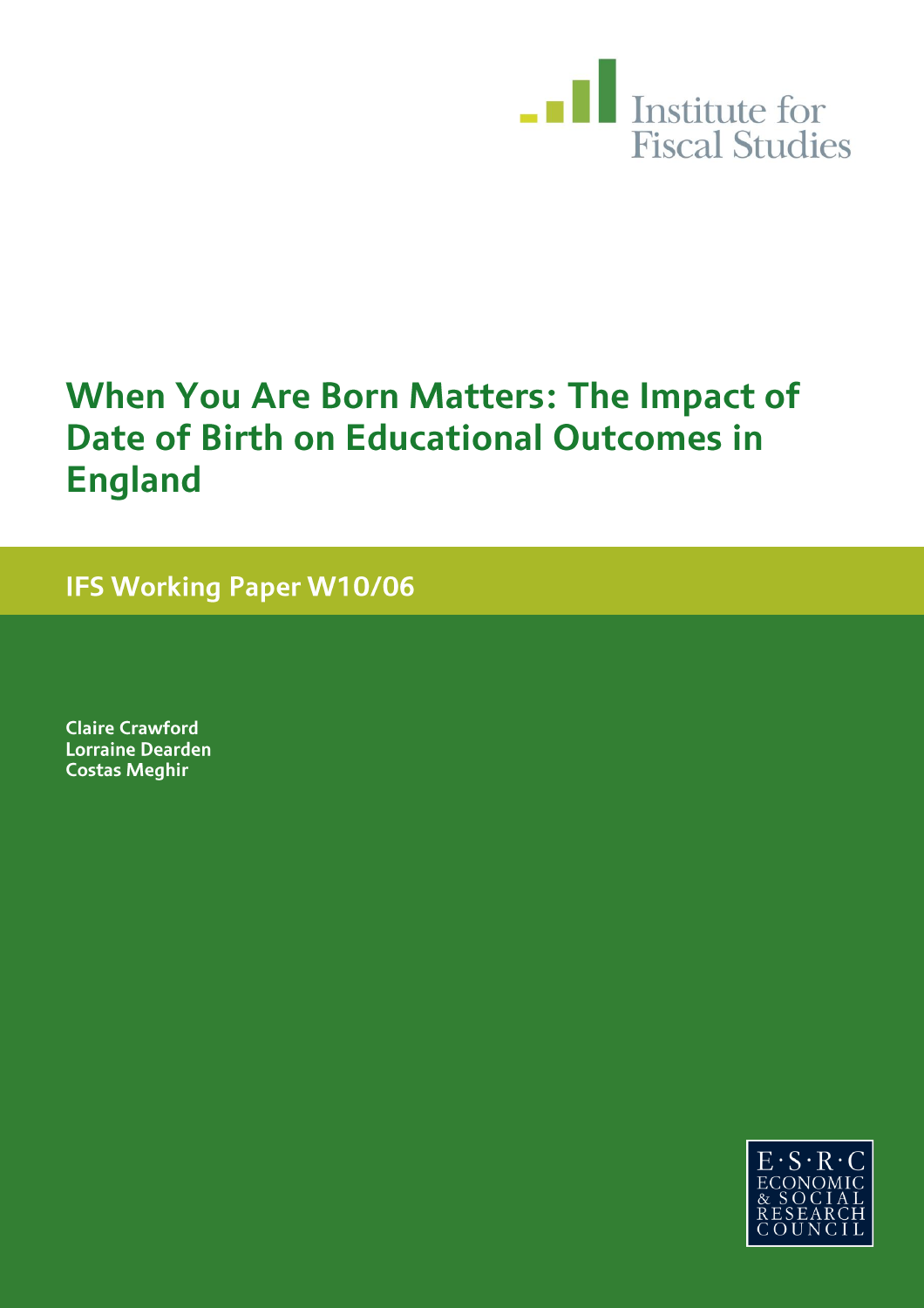Institute for Fiscal Studies

# When You Are Born Matters: The Impact of Date of Birth on Educational Outcomes in England

## IFS Working Paper W10/06

**Claire Crawford**
**Lorraine Dearden**
**Costas Meghir**

E·S·R·C
ECONOMIC
& SOCIAL
RESEARCH
COUNCIL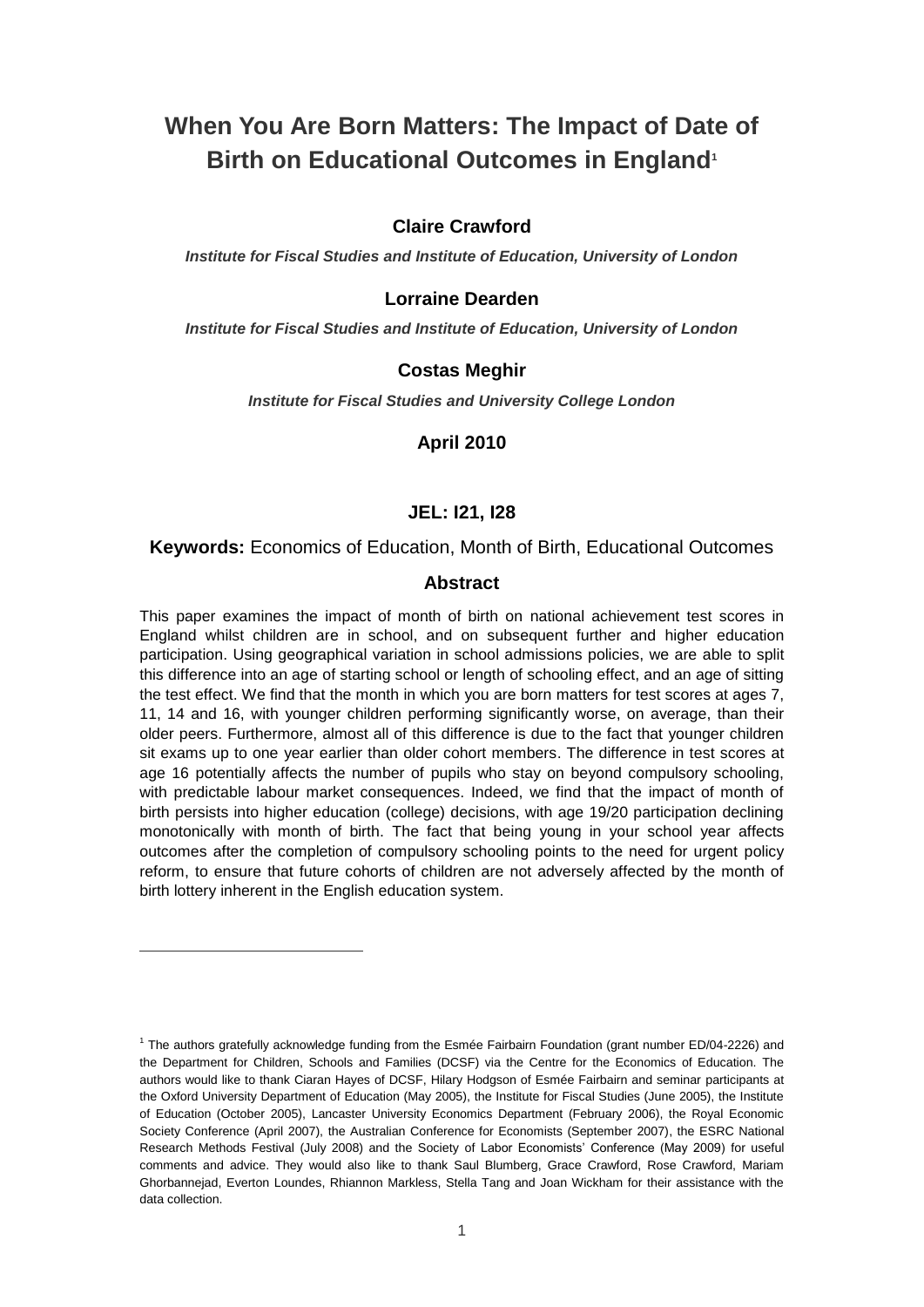# When You Are Born Matters: The Impact of Date of Birth on Educational Outcomes in England[1]

**Claire Crawford**

***Institute for Fiscal Studies and Institute of Education, University of London***

**Lorraine Dearden**

***Institute for Fiscal Studies and Institute of Education, University of London***

**Costas Meghir**

***Institute for Fiscal Studies and University College London***

**April 2010**

**JEL: I21, I28**

**Keywords:** Economics of Education, Month of Birth, Educational Outcomes

## Abstract

This paper examines the impact of month of birth on national achievement test scores in England whilst children are in school, and on subsequent further and higher education participation. Using geographical variation in school admissions policies, we are able to split this difference into an age of starting school or length of schooling effect, and an age of sitting the test effect. We find that the month in which you are born matters for test scores at ages 7, 11, 14 and 16, with younger children performing significantly worse, on average, than their older peers. Furthermore, almost all of this difference is due to the fact that younger children sit exams up to one year earlier than older cohort members. The difference in test scores at age 16 potentially affects the number of pupils who stay on beyond compulsory schooling, with predictable labour market consequences. Indeed, we find that the impact of month of birth persists into higher education (college) decisions, with age 19/20 participation declining monotonically with month of birth. The fact that being young in your school year affects outcomes after the completion of compulsory schooling points to the need for urgent policy reform, to ensure that future cohorts of children are not adversely affected by the month of birth lottery inherent in the English education system.

---

[1] The authors gratefully acknowledge funding from the Esmée Fairbairn Foundation (grant number ED/04-2226) and the Department for Children, Schools and Families (DCSF) via the Centre for the Economics of Education. The authors would like to thank Ciaran Hayes of DCSF, Hilary Hodgson of Esmée Fairbairn and seminar participants at the Oxford University Department of Education (May 2005), the Institute for Fiscal Studies (June 2005), the Institute of Education (October 2005), Lancaster University Economics Department (February 2006), the Royal Economic Society Conference (April 2007), the Australian Conference for Economists (September 2007), the ESRC National Research Methods Festival (July 2008) and the Society of Labor Economists' Conference (May 2009) for useful comments and advice. They would also like to thank Saul Blumberg, Grace Crawford, Rose Crawford, Mariam Ghorbannejad, Everton Loundes, Rhiannon Markless, Stella Tang and Joan Wickham for their assistance with the data collection.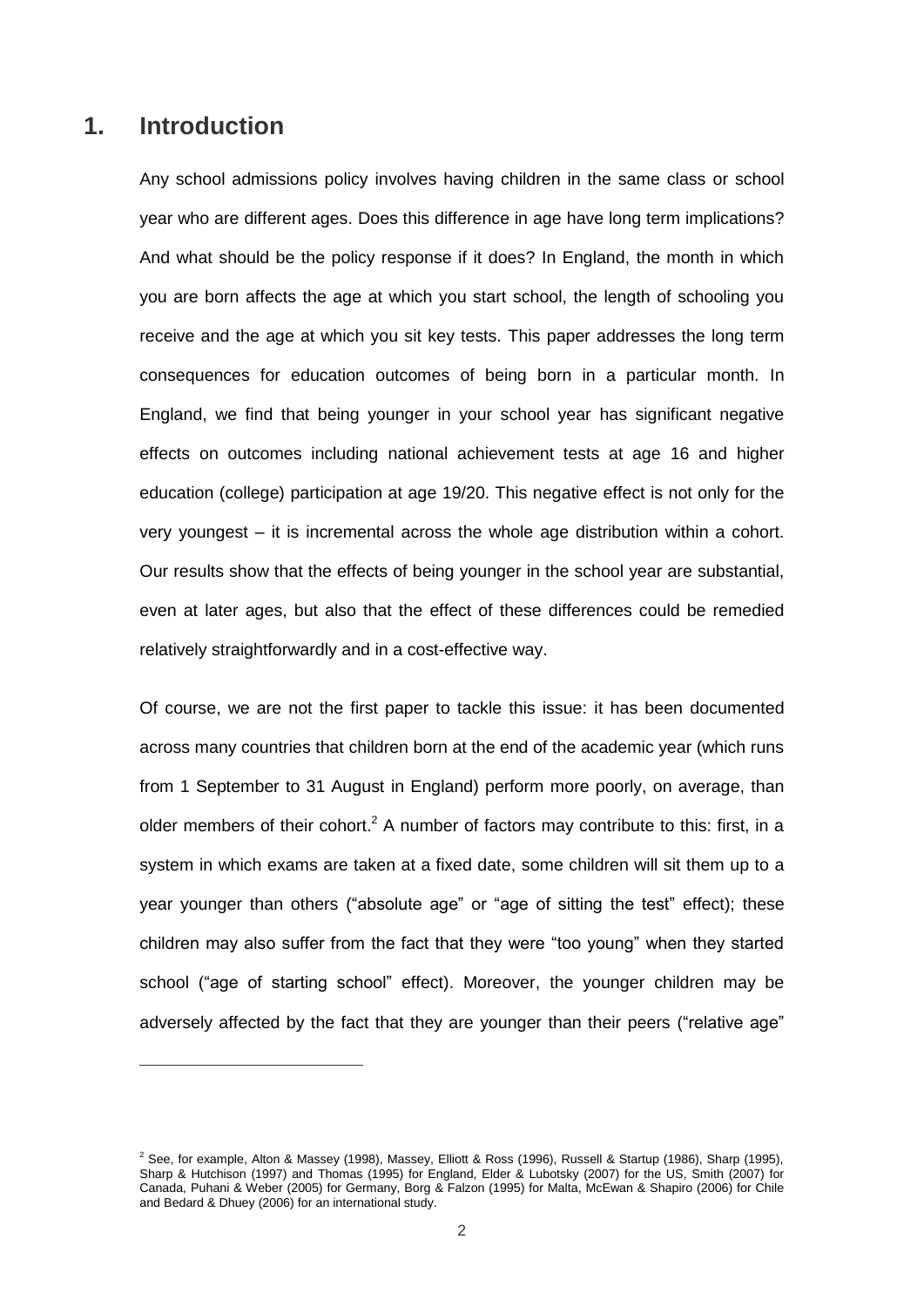## 1. Introduction

Any school admissions policy involves having children in the same class or school year who are different ages. Does this difference in age have long term implications? And what should be the policy response if it does? In England, the month in which you are born affects the age at which you start school, the length of schooling you receive and the age at which you sit key tests. This paper addresses the long term consequences for education outcomes of being born in a particular month. In England, we find that being younger in your school year has significant negative effects on outcomes including national achievement tests at age 16 and higher education (college) participation at age 19/20. This negative effect is not only for the very youngest – it is incremental across the whole age distribution within a cohort. Our results show that the effects of being younger in the school year are substantial, even at later ages, but also that the effect of these differences could be remedied relatively straightforwardly and in a cost-effective way.

Of course, we are not the first paper to tackle this issue: it has been documented across many countries that children born at the end of the academic year (which runs from 1 September to 31 August in England) perform more poorly, on average, than older members of their cohort.[2] A number of factors may contribute to this: first, in a system in which exams are taken at a fixed date, some children will sit them up to a year younger than others ("absolute age" or "age of sitting the test" effect); these children may also suffer from the fact that they were "too young" when they started school ("age of starting school" effect). Moreover, the younger children may be adversely affected by the fact that they are younger than their peers ("relative age"

[2] See, for example, Alton & Massey (1998), Massey, Elliott & Ross (1996), Russell & Startup (1986), Sharp (1995), Sharp & Hutchison (1997) and Thomas (1995) for England, Elder & Lubotsky (2007) for the US, Smith (2007) for Canada, Puhani & Weber (2005) for Germany, Borg & Falzon (1995) for Malta, McEwan & Shapiro (2006) for Chile and Bedard & Dhuey (2006) for an international study.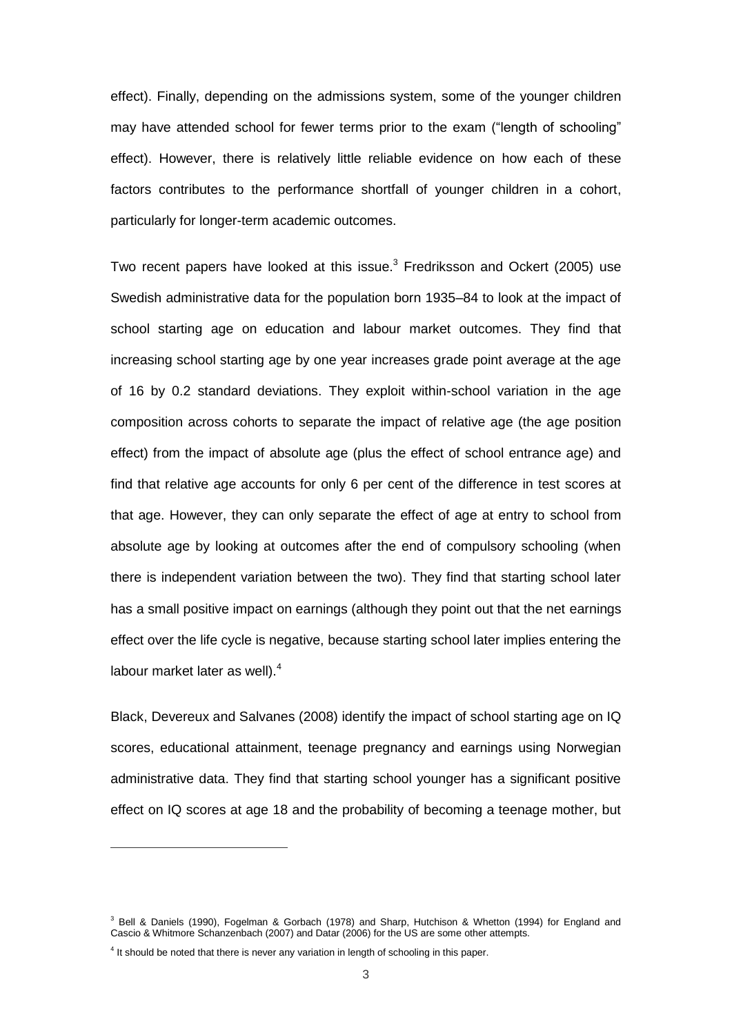effect). Finally, depending on the admissions system, some of the younger children may have attended school for fewer terms prior to the exam ("length of schooling" effect). However, there is relatively little reliable evidence on how each of these factors contributes to the performance shortfall of younger children in a cohort, particularly for longer-term academic outcomes.

Two recent papers have looked at this issue.[3] Fredriksson and Ockert (2005) use Swedish administrative data for the population born 1935–84 to look at the impact of school starting age on education and labour market outcomes. They find that increasing school starting age by one year increases grade point average at the age of 16 by 0.2 standard deviations. They exploit within-school variation in the age composition across cohorts to separate the impact of relative age (the age position effect) from the impact of absolute age (plus the effect of school entrance age) and find that relative age accounts for only 6 per cent of the difference in test scores at that age. However, they can only separate the effect of age at entry to school from absolute age by looking at outcomes after the end of compulsory schooling (when there is independent variation between the two). They find that starting school later has a small positive impact on earnings (although they point out that the net earnings effect over the life cycle is negative, because starting school later implies entering the labour market later as well).[4]

Black, Devereux and Salvanes (2008) identify the impact of school starting age on IQ scores, educational attainment, teenage pregnancy and earnings using Norwegian administrative data. They find that starting school younger has a significant positive effect on IQ scores at age 18 and the probability of becoming a teenage mother, but

[3] Bell & Daniels (1990), Fogelman & Gorbach (1978) and Sharp, Hutchison & Whetton (1994) for England and Cascio & Whitmore Schanzenbach (2007) and Datar (2006) for the US are some other attempts.

[4] It should be noted that there is never any variation in length of schooling in this paper.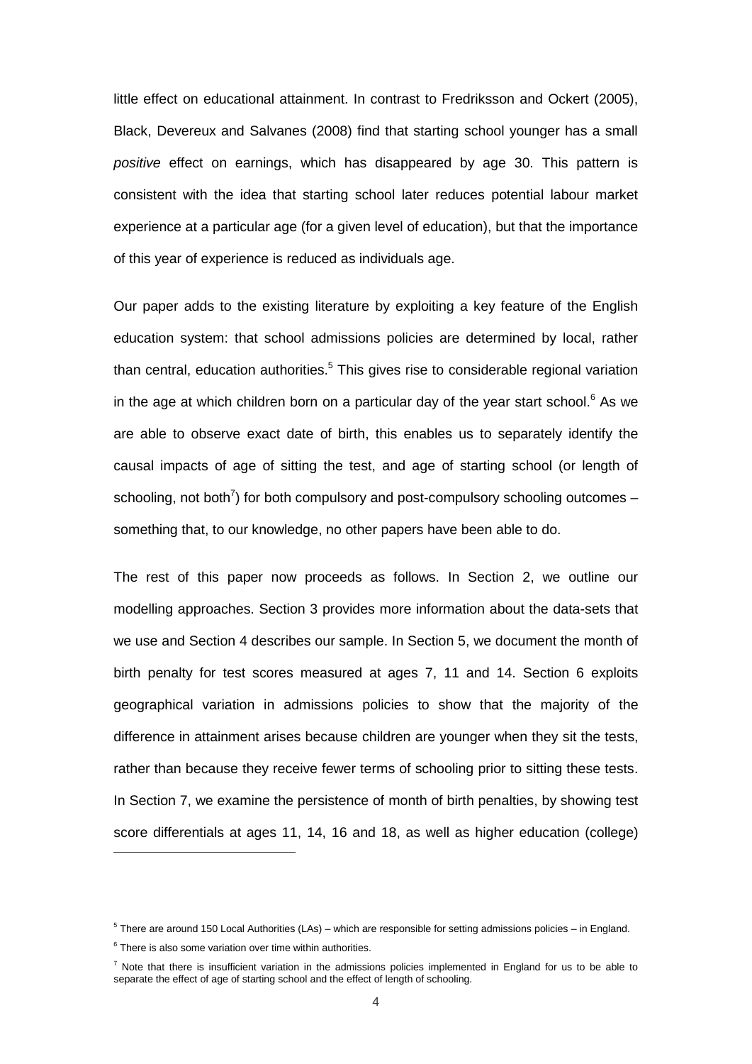little effect on educational attainment. In contrast to Fredriksson and Ockert (2005), Black, Devereux and Salvanes (2008) find that starting school younger has a small *positive* effect on earnings, which has disappeared by age 30. This pattern is consistent with the idea that starting school later reduces potential labour market experience at a particular age (for a given level of education), but that the importance of this year of experience is reduced as individuals age.

Our paper adds to the existing literature by exploiting a key feature of the English education system: that school admissions policies are determined by local, rather than central, education authorities.[5] This gives rise to considerable regional variation in the age at which children born on a particular day of the year start school.[6] As we are able to observe exact date of birth, this enables us to separately identify the causal impacts of age of sitting the test, and age of starting school (or length of schooling, not both[7]) for both compulsory and post-compulsory schooling outcomes – something that, to our knowledge, no other papers have been able to do.

The rest of this paper now proceeds as follows. In Section 2, we outline our modelling approaches. Section 3 provides more information about the data-sets that we use and Section 4 describes our sample. In Section 5, we document the month of birth penalty for test scores measured at ages 7, 11 and 14. Section 6 exploits geographical variation in admissions policies to show that the majority of the difference in attainment arises because children are younger when they sit the tests, rather than because they receive fewer terms of schooling prior to sitting these tests. In Section 7, we examine the persistence of month of birth penalties, by showing test score differentials at ages 11, 14, 16 and 18, as well as higher education (college)

---

[5] There are around 150 Local Authorities (LAs) – which are responsible for setting admissions policies – in England.

[6] There is also some variation over time within authorities.

[7] Note that there is insufficient variation in the admissions policies implemented in England for us to be able to separate the effect of age of starting school and the effect of length of schooling.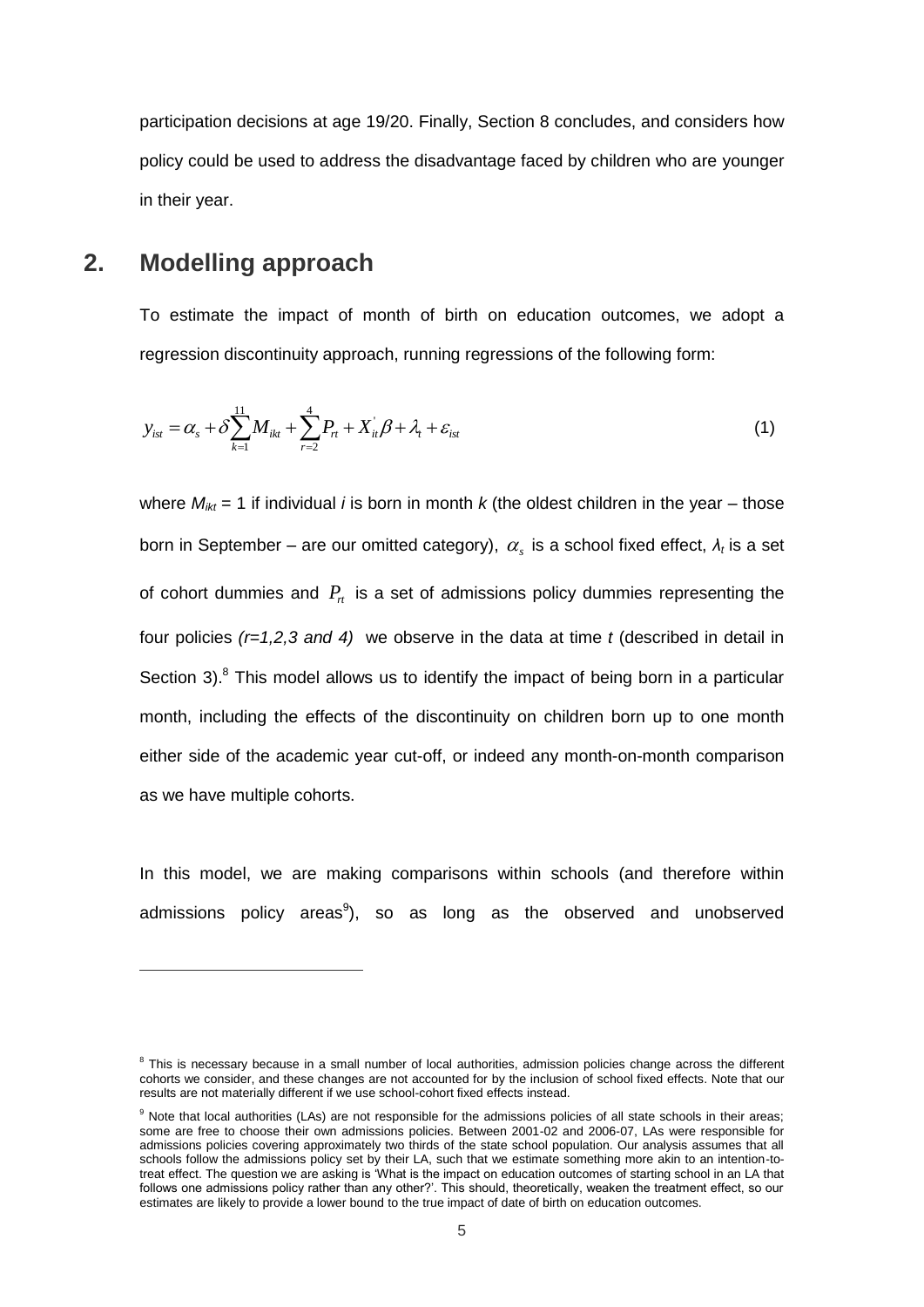participation decisions at age 19/20. Finally, Section 8 concludes, and considers how policy could be used to address the disadvantage faced by children who are younger in their year.

## 2. Modelling approach

To estimate the impact of month of birth on education outcomes, we adopt a regression discontinuity approach, running regressions of the following form:

$$y_{ist} = \alpha_s + \delta \sum_{k=1}^{11} M_{ikt} + \sum_{r=2}^{4} P_{rt} + X_{it}^{'}\beta + \lambda_t + \varepsilon_{ist} \tag{1}$$

where $M_{ikt} = 1$ if individual *i* is born in month *k* (the oldest children in the year – those born in September – are our omitted category), $\alpha_s$ is a school fixed effect, $\lambda_t$ is a set of cohort dummies and $P_{rt}$ is a set of admissions policy dummies representing the four policies *(r=1,2,3 and 4)* we observe in the data at time *t* (described in detail in Section 3).[8] This model allows us to identify the impact of being born in a particular month, including the effects of the discontinuity on children born up to one month either side of the academic year cut-off, or indeed any month-on-month comparison as we have multiple cohorts.

In this model, we are making comparisons within schools (and therefore within admissions policy areas[9]), so as long as the observed and unobserved

---

[8] This is necessary because in a small number of local authorities, admission policies change across the different cohorts we consider, and these changes are not accounted for by the inclusion of school fixed effects. Note that our results are not materially different if we use school-cohort fixed effects instead.

[9] Note that local authorities (LAs) are not responsible for the admissions policies of all state schools in their areas; some are free to choose their own admissions policies. Between 2001-02 and 2006-07, LAs were responsible for admissions policies covering approximately two thirds of the state school population. Our analysis assumes that all schools follow the admissions policy set by their LA, such that we estimate something more akin to an intention-to-treat effect. The question we are asking is 'What is the impact on education outcomes of starting school in an LA that follows one admissions policy rather than any other?'. This should, theoretically, weaken the treatment effect, so our estimates are likely to provide a lower bound to the true impact of date of birth on education outcomes.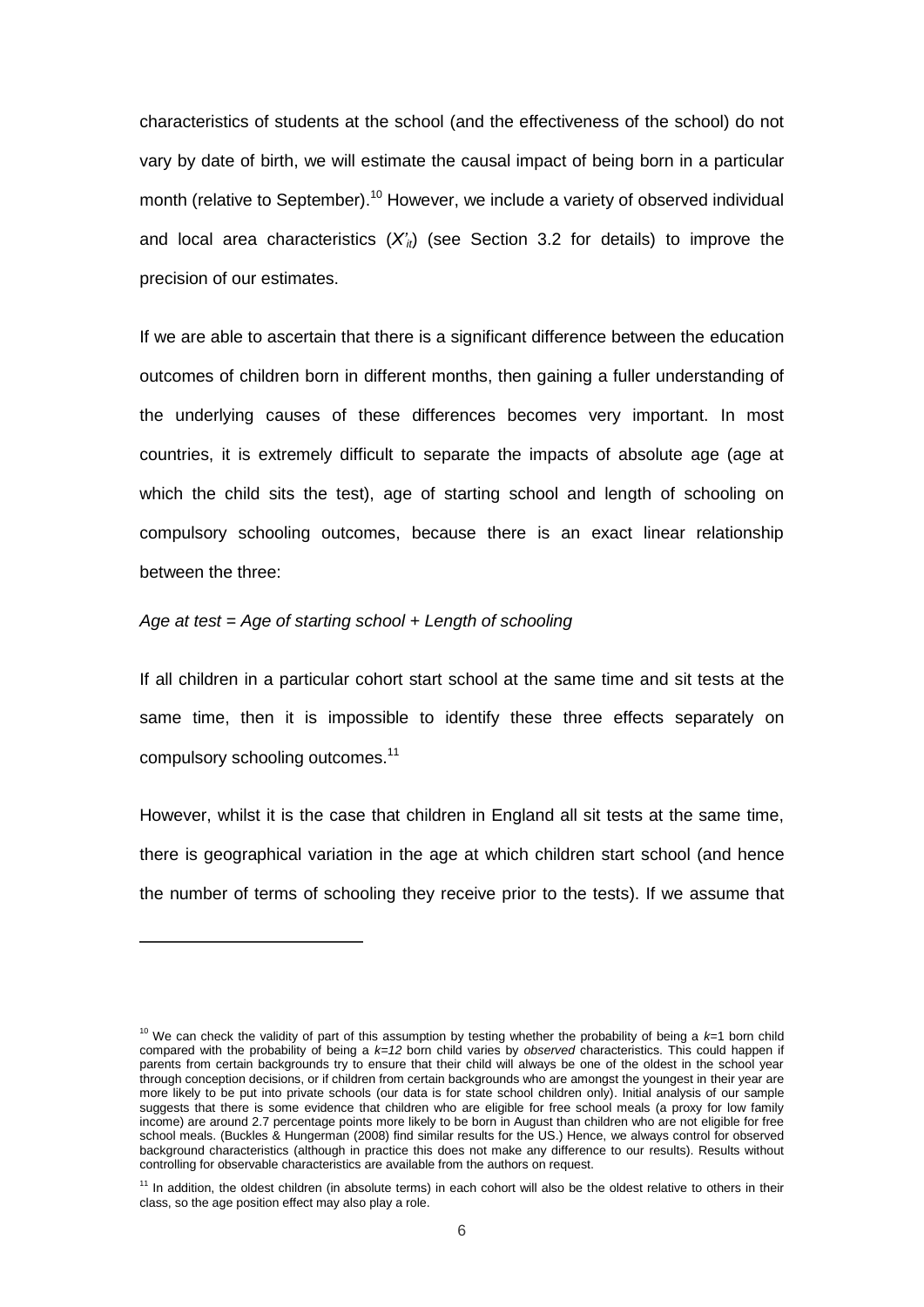characteristics of students at the school (and the effectiveness of the school) do not vary by date of birth, we will estimate the causal impact of being born in a particular month (relative to September).[10] However, we include a variety of observed individual and local area characteristics ($X'_{it}$) (see Section 3.2 for details) to improve the precision of our estimates.

If we are able to ascertain that there is a significant difference between the education outcomes of children born in different months, then gaining a fuller understanding of the underlying causes of these differences becomes very important. In most countries, it is extremely difficult to separate the impacts of absolute age (age at which the child sits the test), age of starting school and length of schooling on compulsory schooling outcomes, because there is an exact linear relationship between the three:

*Age at test = Age of starting school + Length of schooling*

If all children in a particular cohort start school at the same time and sit tests at the same time, then it is impossible to identify these three effects separately on compulsory schooling outcomes.[11]

However, whilst it is the case that children in England all sit tests at the same time, there is geographical variation in the age at which children start school (and hence the number of terms of schooling they receive prior to the tests). If we assume that

---

[10] We can check the validity of part of this assumption by testing whether the probability of being a $k$=1 born child compared with the probability of being a $k$=*12* born child varies by *observed* characteristics. This could happen if parents from certain backgrounds try to ensure that their child will always be one of the oldest in the school year through conception decisions, or if children from certain backgrounds who are amongst the youngest in their year are more likely to be put into private schools (our data is for state school children only). Initial analysis of our sample suggests that there is some evidence that children who are eligible for free school meals (a proxy for low family income) are around 2.7 percentage points more likely to be born in August than children who are not eligible for free school meals. (Buckles & Hungerman (2008) find similar results for the US.) Hence, we always control for observed background characteristics (although in practice this does not make any difference to our results). Results without controlling for observable characteristics are available from the authors on request.

[11] In addition, the oldest children (in absolute terms) in each cohort will also be the oldest relative to others in their class, so the age position effect may also play a role.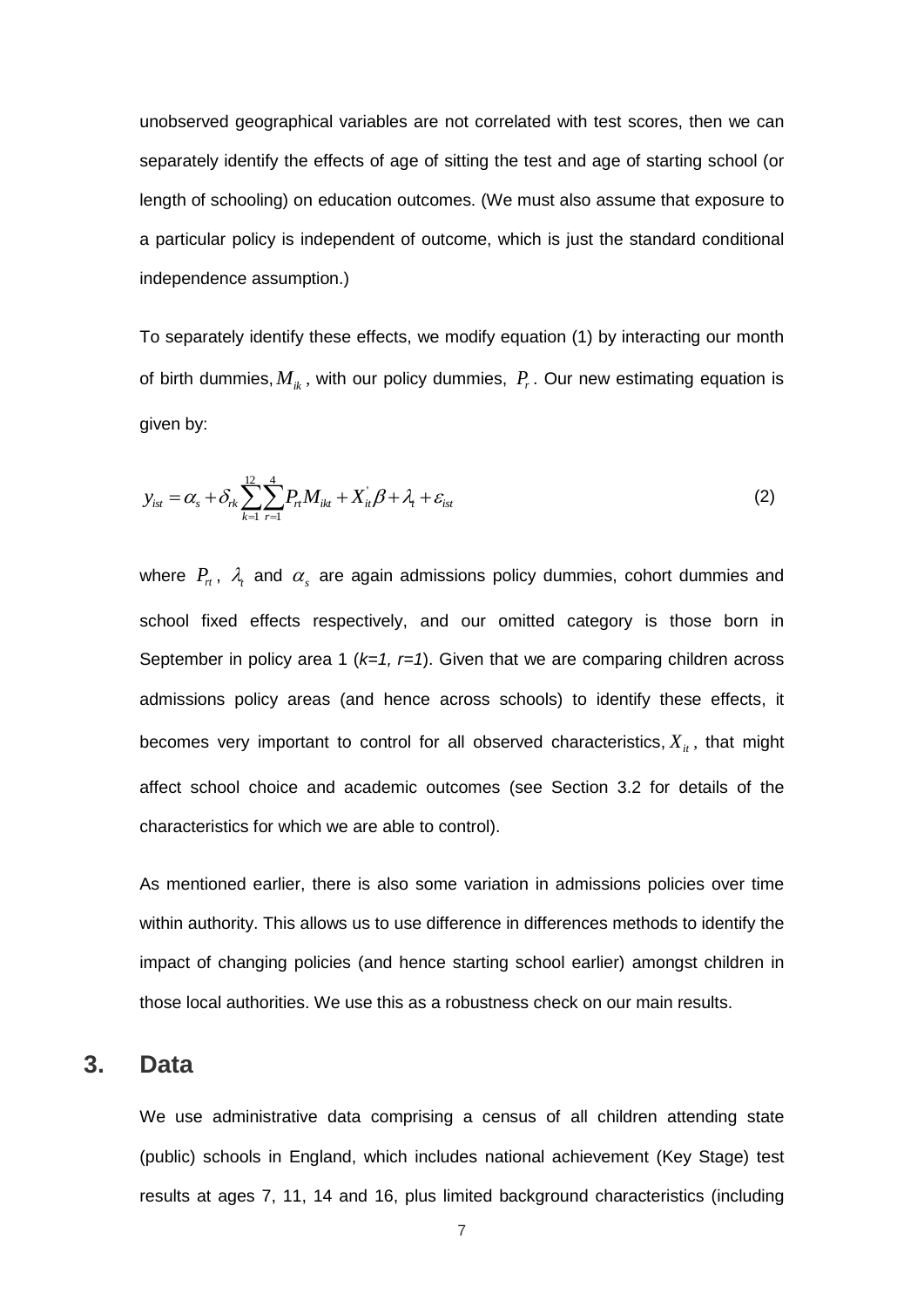unobserved geographical variables are not correlated with test scores, then we can separately identify the effects of age of sitting the test and age of starting school (or length of schooling) on education outcomes. (We must also assume that exposure to a particular policy is independent of outcome, which is just the standard conditional independence assumption.)

To separately identify these effects, we modify equation (1) by interacting our month of birth dummies, $M_{ik}$, with our policy dummies, $P_r$. Our new estimating equation is given by:

$$y_{ist} = \alpha_s + \delta_{rk} \sum_{k=1}^{12} \sum_{r=1}^{4} P_{rt} M_{ikt} + X_{it}^{'} \beta + \lambda_t + \varepsilon_{ist} \tag{2}$$

where $P_{rt}$, $\lambda_t$ and $\alpha_s$ are again admissions policy dummies, cohort dummies and school fixed effects respectively, and our omitted category is those born in September in policy area 1 (*k=1, r=1*). Given that we are comparing children across admissions policy areas (and hence across schools) to identify these effects, it becomes very important to control for all observed characteristics, $X_{it}$, that might affect school choice and academic outcomes (see Section 3.2 for details of the characteristics for which we are able to control).

As mentioned earlier, there is also some variation in admissions policies over time within authority. This allows us to use difference in differences methods to identify the impact of changing policies (and hence starting school earlier) amongst children in those local authorities. We use this as a robustness check on our main results.

## 3. Data

We use administrative data comprising a census of all children attending state (public) schools in England, which includes national achievement (Key Stage) test results at ages 7, 11, 14 and 16, plus limited background characteristics (including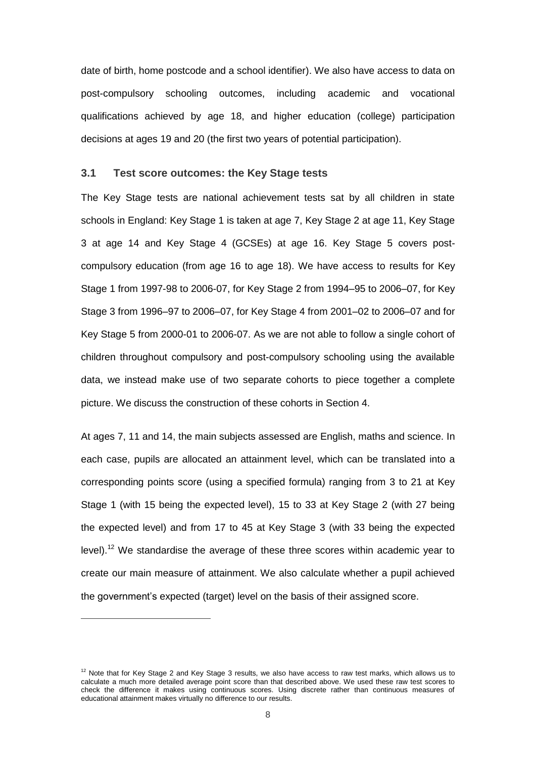date of birth, home postcode and a school identifier). We also have access to data on post-compulsory schooling outcomes, including academic and vocational qualifications achieved by age 18, and higher education (college) participation decisions at ages 19 and 20 (the first two years of potential participation).

### 3.1 Test score outcomes: the Key Stage tests

The Key Stage tests are national achievement tests sat by all children in state schools in England: Key Stage 1 is taken at age 7, Key Stage 2 at age 11, Key Stage 3 at age 14 and Key Stage 4 (GCSEs) at age 16. Key Stage 5 covers post-compulsory education (from age 16 to age 18). We have access to results for Key Stage 1 from 1997-98 to 2006-07, for Key Stage 2 from 1994–95 to 2006–07, for Key Stage 3 from 1996–97 to 2006–07, for Key Stage 4 from 2001–02 to 2006–07 and for Key Stage 5 from 2000-01 to 2006-07. As we are not able to follow a single cohort of children throughout compulsory and post-compulsory schooling using the available data, we instead make use of two separate cohorts to piece together a complete picture. We discuss the construction of these cohorts in Section 4.

At ages 7, 11 and 14, the main subjects assessed are English, maths and science. In each case, pupils are allocated an attainment level, which can be translated into a corresponding points score (using a specified formula) ranging from 3 to 21 at Key Stage 1 (with 15 being the expected level), 15 to 33 at Key Stage 2 (with 27 being the expected level) and from 17 to 45 at Key Stage 3 (with 33 being the expected level).[12] We standardise the average of these three scores within academic year to create our main measure of attainment. We also calculate whether a pupil achieved the government's expected (target) level on the basis of their assigned score.

[12] Note that for Key Stage 2 and Key Stage 3 results, we also have access to raw test marks, which allows us to calculate a much more detailed average point score than that described above. We used these raw test scores to check the difference it makes using continuous scores. Using discrete rather than continuous measures of educational attainment makes virtually no difference to our results.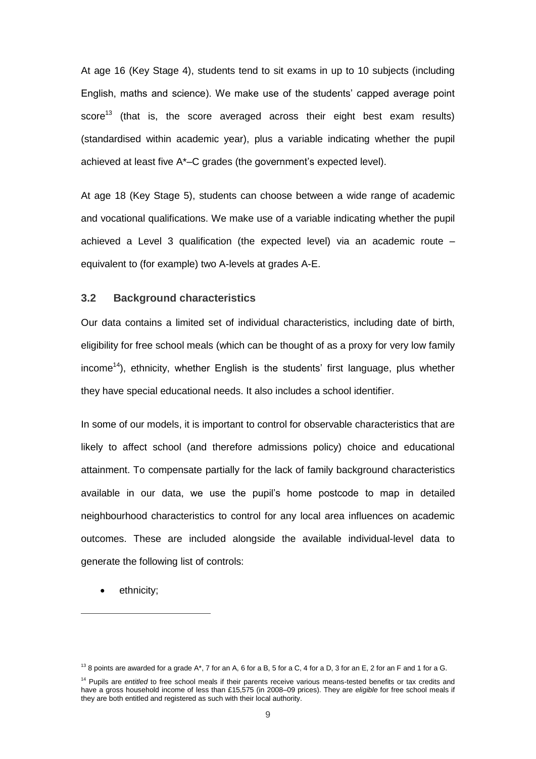At age 16 (Key Stage 4), students tend to sit exams in up to 10 subjects (including English, maths and science). We make use of the students' capped average point score[13] (that is, the score averaged across their eight best exam results) (standardised within academic year), plus a variable indicating whether the pupil achieved at least five A*–C grades (the government's expected level).

At age 18 (Key Stage 5), students can choose between a wide range of academic and vocational qualifications. We make use of a variable indicating whether the pupil achieved a Level 3 qualification (the expected level) via an academic route – equivalent to (for example) two A-levels at grades A-E.

### 3.2 Background characteristics

Our data contains a limited set of individual characteristics, including date of birth, eligibility for free school meals (which can be thought of as a proxy for very low family income[14]), ethnicity, whether English is the students' first language, plus whether they have special educational needs. It also includes a school identifier.

In some of our models, it is important to control for observable characteristics that are likely to affect school (and therefore admissions policy) choice and educational attainment. To compensate partially for the lack of family background characteristics available in our data, we use the pupil's home postcode to map in detailed neighbourhood characteristics to control for any local area influences on academic outcomes. These are included alongside the available individual-level data to generate the following list of controls:

- ethnicity;

---

[13] 8 points are awarded for a grade A*, 7 for an A, 6 for a B, 5 for a C, 4 for a D, 3 for an E, 2 for an F and 1 for a G.

[14] Pupils are *entitled* to free school meals if their parents receive various means-tested benefits or tax credits and have a gross household income of less than £15,575 (in 2008–09 prices). They are *eligible* for free school meals if they are both entitled and registered as such with their local authority.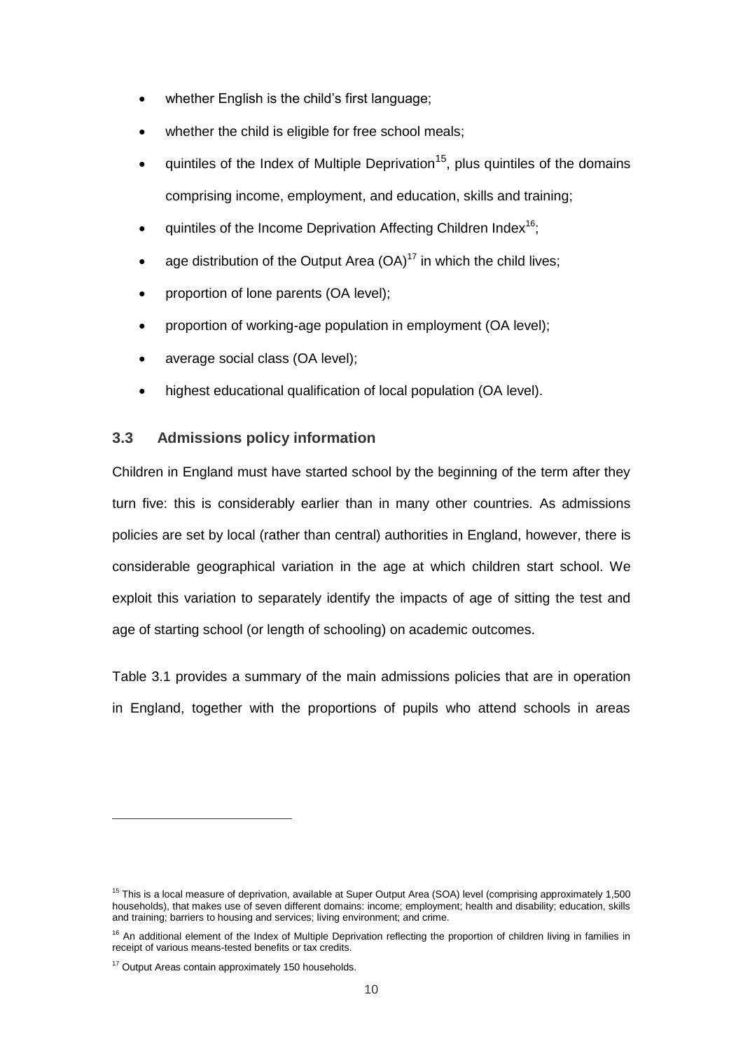- whether English is the child's first language;
- whether the child is eligible for free school meals;
- quintiles of the Index of Multiple Deprivation[15], plus quintiles of the domains comprising income, employment, and education, skills and training;
- quintiles of the Income Deprivation Affecting Children Index[16];
- age distribution of the Output Area (OA)[17] in which the child lives;
- proportion of lone parents (OA level);
- proportion of working-age population in employment (OA level);
- average social class (OA level);
- highest educational qualification of local population (OA level).

### 3.3 Admissions policy information

Children in England must have started school by the beginning of the term after they turn five: this is considerably earlier than in many other countries. As admissions policies are set by local (rather than central) authorities in England, however, there is considerable geographical variation in the age at which children start school. We exploit this variation to separately identify the impacts of age of sitting the test and age of starting school (or length of schooling) on academic outcomes.

Table 3.1 provides a summary of the main admissions policies that are in operation in England, together with the proportions of pupils who attend schools in areas

---

[15] This is a local measure of deprivation, available at Super Output Area (SOA) level (comprising approximately 1,500 households), that makes use of seven different domains: income; employment; health and disability; education, skills and training; barriers to housing and services; living environment; and crime.

[16] An additional element of the Index of Multiple Deprivation reflecting the proportion of children living in families in receipt of various means-tested benefits or tax credits.

[17] Output Areas contain approximately 150 households.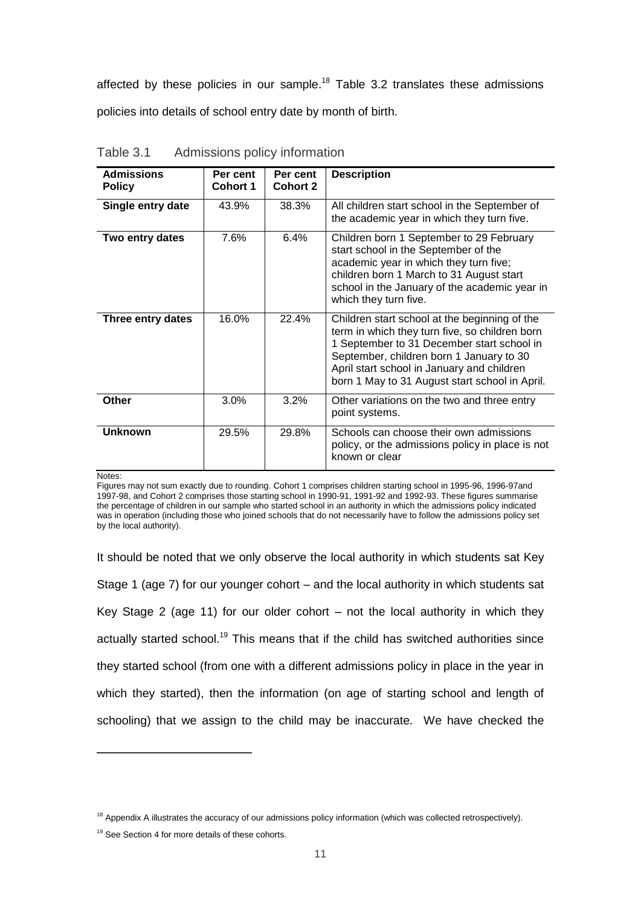affected by these policies in our sample.[18] Table 3.2 translates these admissions policies into details of school entry date by month of birth.

Table 3.1 Admissions policy information

| Admissions Policy | Per cent Cohort 1 | Per cent Cohort 2 | Description |
|---|---|---|---|
| **Single entry date** | 43.9% | 38.3% | All children start school in the September of the academic year in which they turn five. |
| **Two entry dates** | 7.6% | 6.4% | Children born 1 September to 29 February start school in the September of the academic year in which they turn five; children born 1 March to 31 August start school in the January of the academic year in which they turn five. |
| **Three entry dates** | 16.0% | 22.4% | Children start school at the beginning of the term in which they turn five, so children born 1 September to 31 December start school in September, children born 1 January to 30 April start school in January and children born 1 May to 31 August start school in April. |
| **Other** | 3.0% | 3.2% | Other variations on the two and three entry point systems. |
| **Unknown** | 29.5% | 29.8% | Schools can choose their own admissions policy, or the admissions policy in place is not known or clear |

Notes:
Figures may not sum exactly due to rounding. Cohort 1 comprises children starting school in 1995-96, 1996-97and 1997-98, and Cohort 2 comprises those starting school in 1990-91, 1991-92 and 1992-93. These figures summarise the percentage of children in our sample who started school in an authority in which the admissions policy indicated was in operation (including those who joined schools that do not necessarily have to follow the admissions policy set by the local authority).

It should be noted that we only observe the local authority in which students sat Key Stage 1 (age 7) for our younger cohort – and the local authority in which students sat Key Stage 2 (age 11) for our older cohort – not the local authority in which they actually started school.[19] This means that if the child has switched authorities since they started school (from one with a different admissions policy in place in the year in which they started), then the information (on age of starting school and length of schooling) that we assign to the child may be inaccurate. We have checked the

[18] Appendix A illustrates the accuracy of our admissions policy information (which was collected retrospectively).

[19] See Section 4 for more details of these cohorts.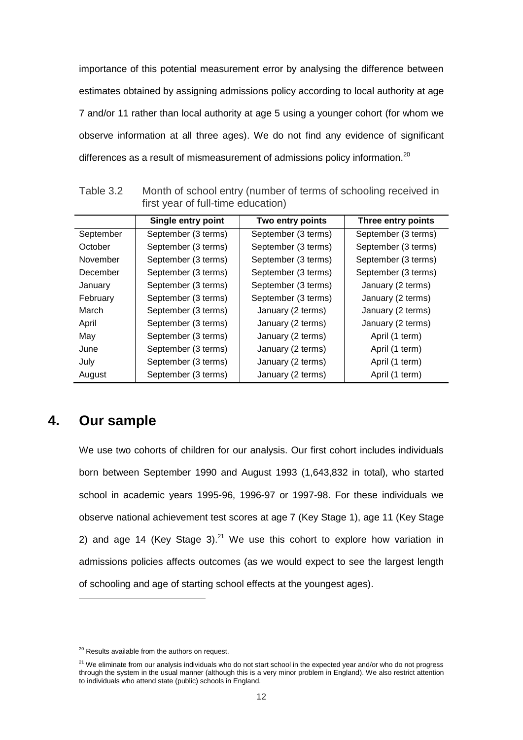importance of this potential measurement error by analysing the difference between estimates obtained by assigning admissions policy according to local authority at age 7 and/or 11 rather than local authority at age 5 using a younger cohort (for whom we observe information at all three ages). We do not find any evidence of significant differences as a result of mismeasurement of admissions policy information.[20]

Table 3.2 Month of school entry (number of terms of schooling received in first year of full-time education)

| | Single entry point | Two entry points | Three entry points |
|---|---|---|---|
| September | September (3 terms) | September (3 terms) | September (3 terms) |
| October | September (3 terms) | September (3 terms) | September (3 terms) |
| November | September (3 terms) | September (3 terms) | September (3 terms) |
| December | September (3 terms) | September (3 terms) | September (3 terms) |
| January | September (3 terms) | September (3 terms) | January (2 terms) |
| February | September (3 terms) | September (3 terms) | January (2 terms) |
| March | September (3 terms) | January (2 terms) | January (2 terms) |
| April | September (3 terms) | January (2 terms) | January (2 terms) |
| May | September (3 terms) | January (2 terms) | April (1 term) |
| June | September (3 terms) | January (2 terms) | April (1 term) |
| July | September (3 terms) | January (2 terms) | April (1 term) |
| August | September (3 terms) | January (2 terms) | April (1 term) |

## 4. Our sample

We use two cohorts of children for our analysis. Our first cohort includes individuals born between September 1990 and August 1993 (1,643,832 in total), who started school in academic years 1995-96, 1996-97 or 1997-98. For these individuals we observe national achievement test scores at age 7 (Key Stage 1), age 11 (Key Stage 2) and age 14 (Key Stage 3).[21] We use this cohort to explore how variation in admissions policies affects outcomes (as we would expect to see the largest length of schooling and age of starting school effects at the youngest ages).

[20] Results available from the authors on request.

[21] We eliminate from our analysis individuals who do not start school in the expected year and/or who do not progress through the system in the usual manner (although this is a very minor problem in England). We also restrict attention to individuals who attend state (public) schools in England.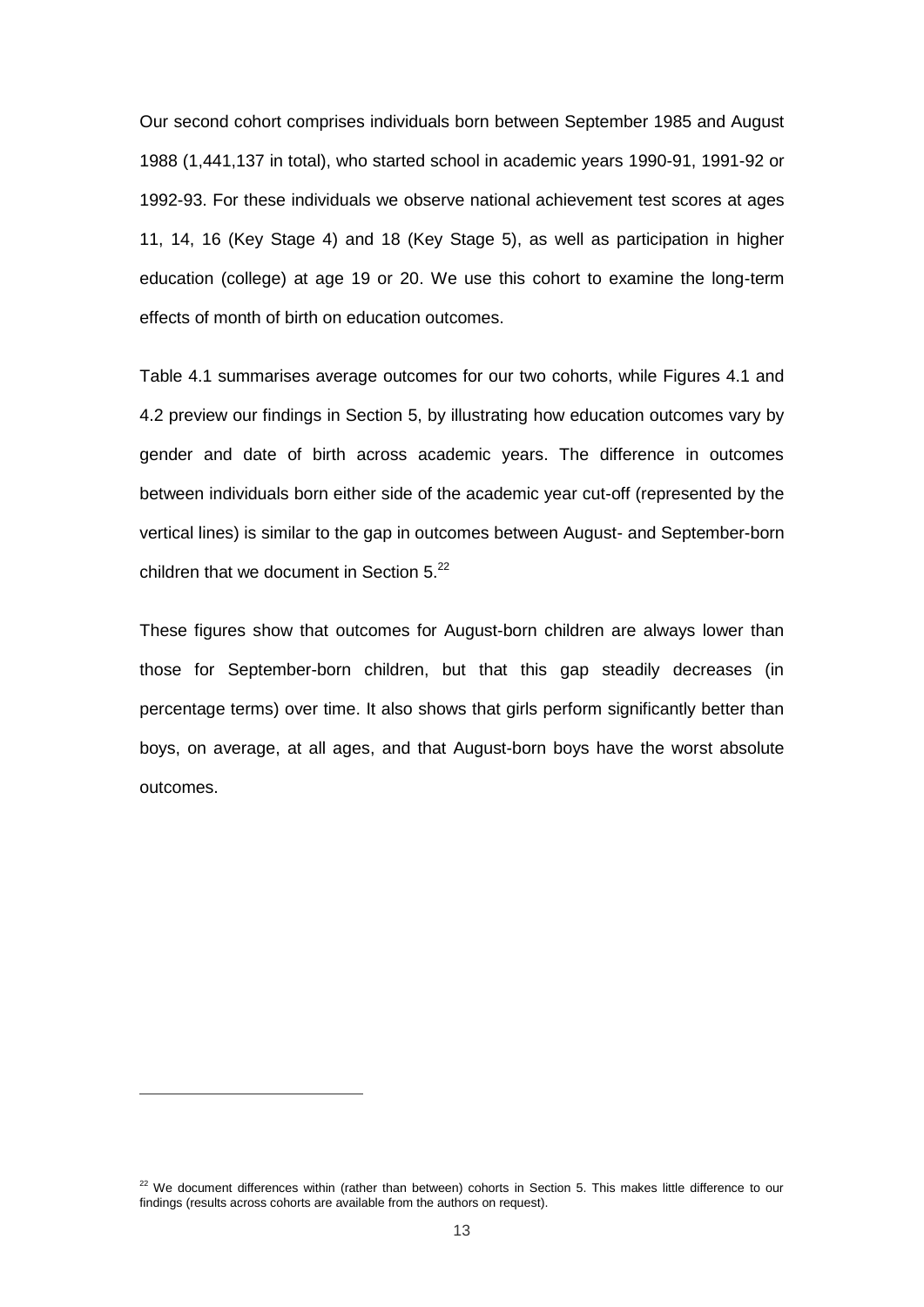Our second cohort comprises individuals born between September 1985 and August 1988 (1,441,137 in total), who started school in academic years 1990-91, 1991-92 or 1992-93. For these individuals we observe national achievement test scores at ages 11, 14, 16 (Key Stage 4) and 18 (Key Stage 5), as well as participation in higher education (college) at age 19 or 20. We use this cohort to examine the long-term effects of month of birth on education outcomes.

Table 4.1 summarises average outcomes for our two cohorts, while Figures 4.1 and 4.2 preview our findings in Section 5, by illustrating how education outcomes vary by gender and date of birth across academic years. The difference in outcomes between individuals born either side of the academic year cut-off (represented by the vertical lines) is similar to the gap in outcomes between August- and September-born children that we document in Section 5.[22]

These figures show that outcomes for August-born children are always lower than those for September-born children, but that this gap steadily decreases (in percentage terms) over time. It also shows that girls perform significantly better than boys, on average, at all ages, and that August-born boys have the worst absolute outcomes.

[22] We document differences within (rather than between) cohorts in Section 5. This makes little difference to our findings (results across cohorts are available from the authors on request).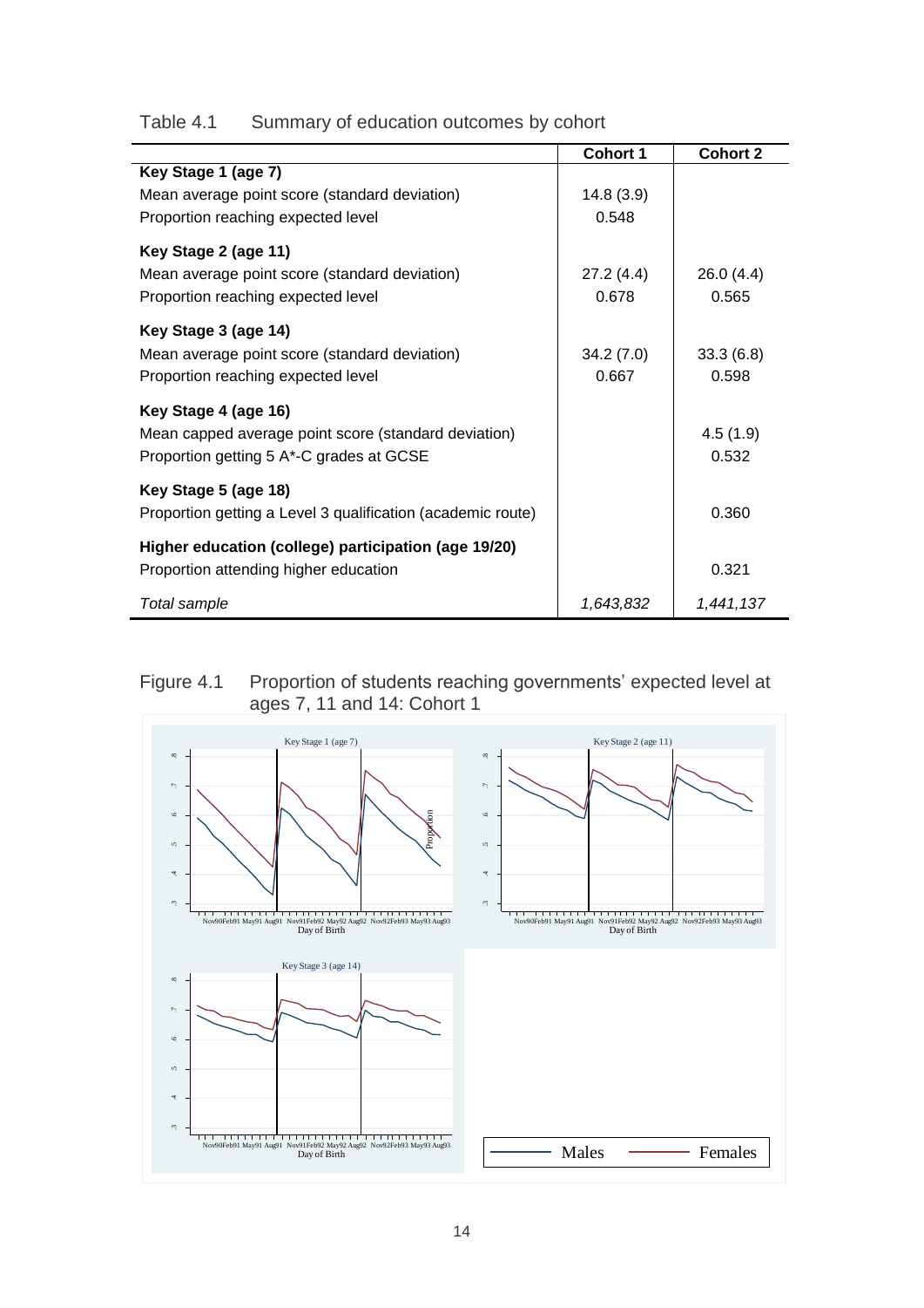Table 4.1 Summary of education outcomes by cohort

| | Cohort 1 | Cohort 2 |
|---|---|---|
| **Key Stage 1 (age 7)** | | |
| Mean average point score (standard deviation) | 14.8 (3.9) | |
| Proportion reaching expected level | 0.548 | |
| **Key Stage 2 (age 11)** | | |
| Mean average point score (standard deviation) | 27.2 (4.4) | 26.0 (4.4) |
| Proportion reaching expected level | 0.678 | 0.565 |
| **Key Stage 3 (age 14)** | | |
| Mean average point score (standard deviation) | 34.2 (7.0) | 33.3 (6.8) |
| Proportion reaching expected level | 0.667 | 0.598 |
| **Key Stage 4 (age 16)** | | |
| Mean capped average point score (standard deviation) | | 4.5 (1.9) |
| Proportion getting 5 A*-C grades at GCSE | | 0.532 |
| **Key Stage 5 (age 18)** | | |
| Proportion getting a Level 3 qualification (academic route) | | 0.360 |
| **Higher education (college) participation (age 19/20)** | | |
| Proportion attending higher education | | 0.321 |
| *Total sample* | *1,643,832* | *1,441,137* |

Figure 4.1 Proportion of students reaching governments' expected level at ages 7, 11 and 14: Cohort 1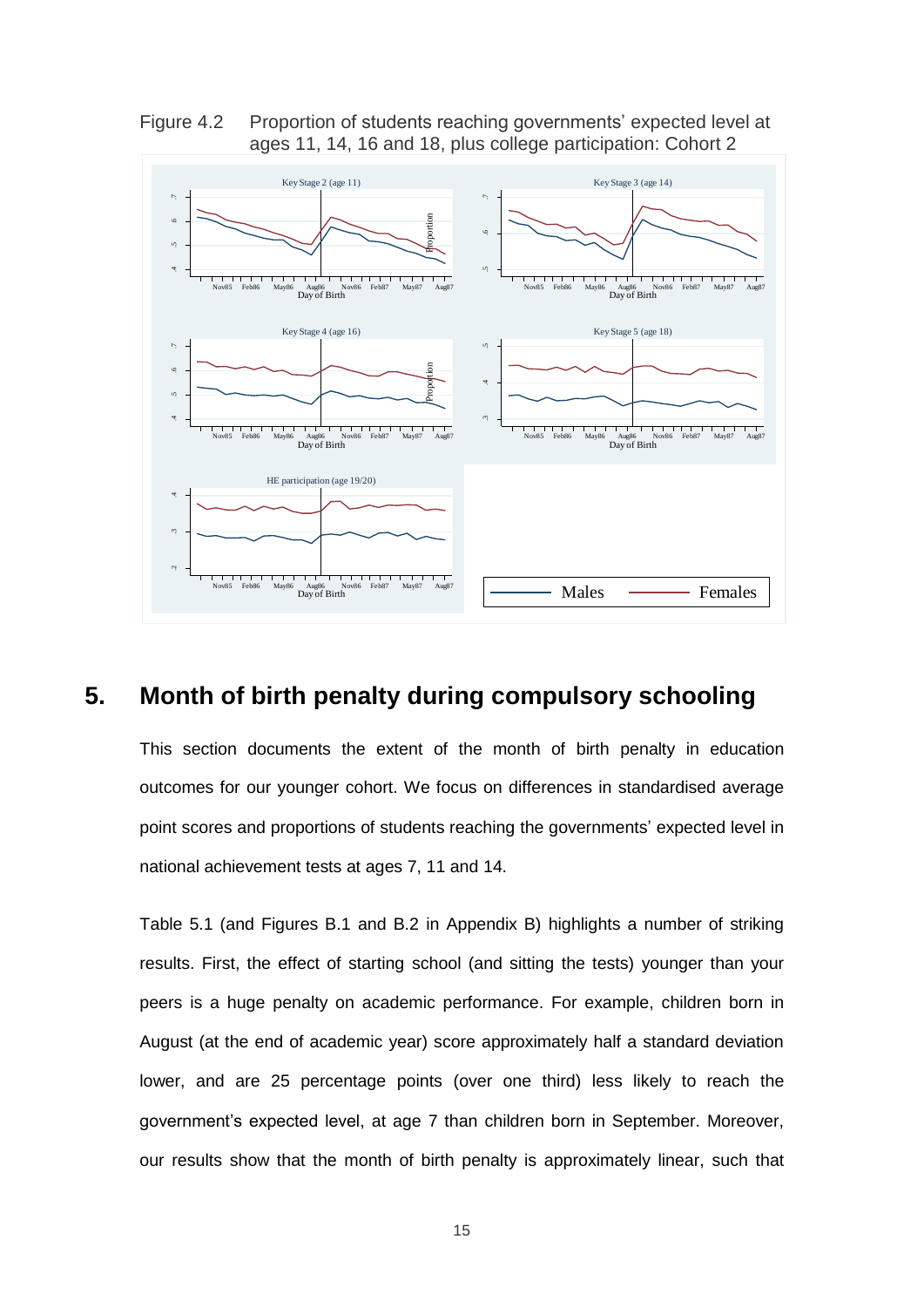Figure 4.2 Proportion of students reaching governments' expected level at ages 11, 14, 16 and 18, plus college participation: Cohort 2

# 5. Month of birth penalty during compulsory schooling

This section documents the extent of the month of birth penalty in education outcomes for our younger cohort. We focus on differences in standardised average point scores and proportions of students reaching the governments' expected level in national achievement tests at ages 7, 11 and 14.

Table 5.1 (and Figures B.1 and B.2 in Appendix B) highlights a number of striking results. First, the effect of starting school (and sitting the tests) younger than your peers is a huge penalty on academic performance. For example, children born in August (at the end of academic year) score approximately half a standard deviation lower, and are 25 percentage points (over one third) less likely to reach the government's expected level, at age 7 than children born in September. Moreover, our results show that the month of birth penalty is approximately linear, such that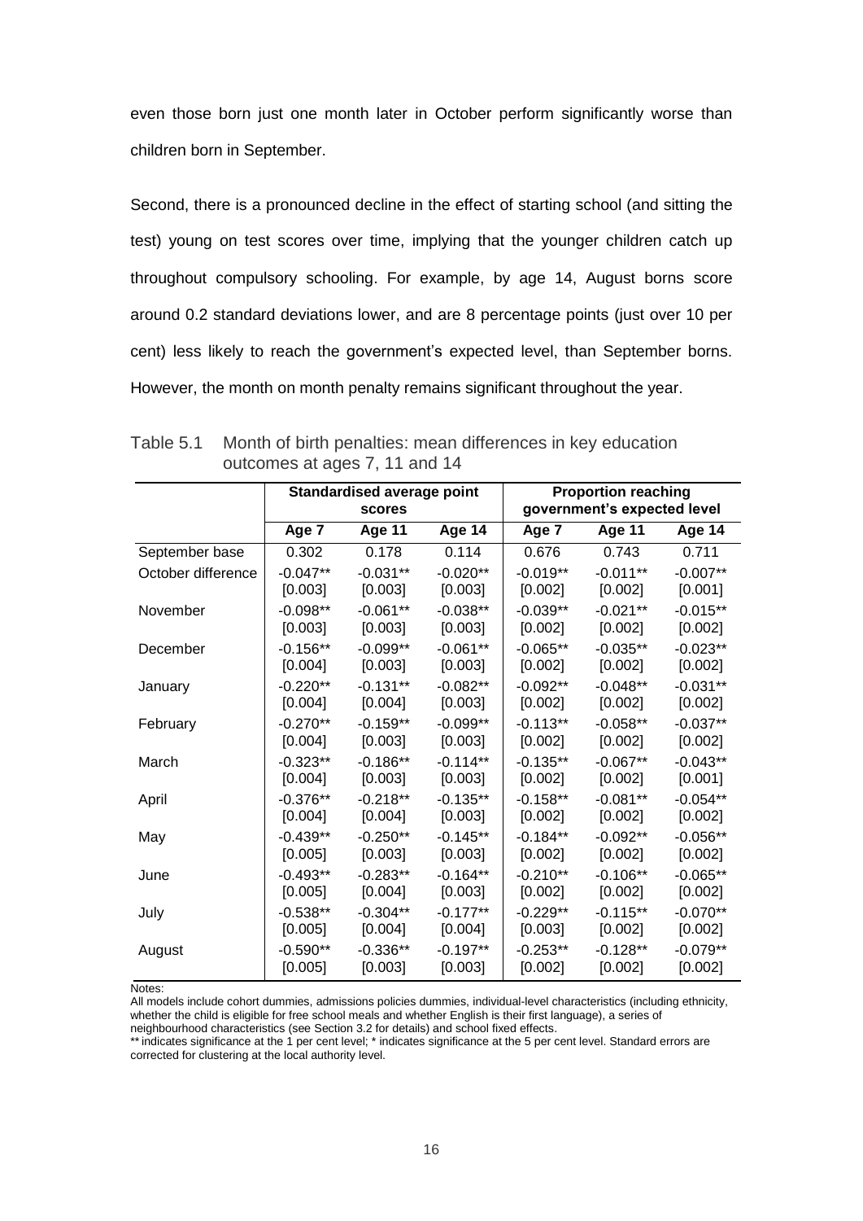even those born just one month later in October perform significantly worse than children born in September.

Second, there is a pronounced decline in the effect of starting school (and sitting the test) young on test scores over time, implying that the younger children catch up throughout compulsory schooling. For example, by age 14, August borns score around 0.2 standard deviations lower, and are 8 percentage points (just over 10 per cent) less likely to reach the government's expected level, than September borns. However, the month on month penalty remains significant throughout the year.

Table 5.1 Month of birth penalties: mean differences in key education outcomes at ages 7, 11 and 14

| | Standardised average point scores | | | Proportion reaching government's expected level | | |
|---|---|---|---|---|---|---|
| | Age 7 | Age 11 | Age 14 | Age 7 | Age 11 | Age 14 |
| September base | 0.302 | 0.178 | 0.114 | 0.676 | 0.743 | 0.711 |
| October difference | -0.047** | -0.031** | -0.020** | -0.019** | -0.011** | -0.007** |
| | [0.003] | [0.003] | [0.003] | [0.002] | [0.002] | [0.001] |
| November | -0.098** | -0.061** | -0.038** | -0.039** | -0.021** | -0.015** |
| | [0.003] | [0.003] | [0.003] | [0.002] | [0.002] | [0.002] |
| December | -0.156** | -0.099** | -0.061** | -0.065** | -0.035** | -0.023** |
| | [0.004] | [0.003] | [0.003] | [0.002] | [0.002] | [0.002] |
| January | -0.220** | -0.131** | -0.082** | -0.092** | -0.048** | -0.031** |
| | [0.004] | [0.004] | [0.003] | [0.002] | [0.002] | [0.002] |
| February | -0.270** | -0.159** | -0.099** | -0.113** | -0.058** | -0.037** |
| | [0.004] | [0.003] | [0.003] | [0.002] | [0.002] | [0.002] |
| March | -0.323** | -0.186** | -0.114** | -0.135** | -0.067** | -0.043** |
| | [0.004] | [0.003] | [0.003] | [0.002] | [0.002] | [0.001] |
| April | -0.376** | -0.218** | -0.135** | -0.158** | -0.081** | -0.054** |
| | [0.004] | [0.004] | [0.003] | [0.002] | [0.002] | [0.002] |
| May | -0.439** | -0.250** | -0.145** | -0.184** | -0.092** | -0.056** |
| | [0.005] | [0.003] | [0.003] | [0.002] | [0.002] | [0.002] |
| June | -0.493** | -0.283** | -0.164** | -0.210** | -0.106** | -0.065** |
| | [0.005] | [0.004] | [0.003] | [0.002] | [0.002] | [0.002] |
| July | -0.538** | -0.304** | -0.177** | -0.229** | -0.115** | -0.070** |
| | [0.005] | [0.004] | [0.004] | [0.003] | [0.002] | [0.002] |
| August | -0.590** | -0.336** | -0.197** | -0.253** | -0.128** | -0.079** |
| | [0.005] | [0.003] | [0.003] | [0.002] | [0.002] | [0.002] |

Notes:
All models include cohort dummies, admissions policies dummies, individual-level characteristics (including ethnicity, whether the child is eligible for free school meals and whether English is their first language), a series of neighbourhood characteristics (see Section 3.2 for details) and school fixed effects.
** indicates significance at the 1 per cent level; * indicates significance at the 5 per cent level. Standard errors are corrected for clustering at the local authority level.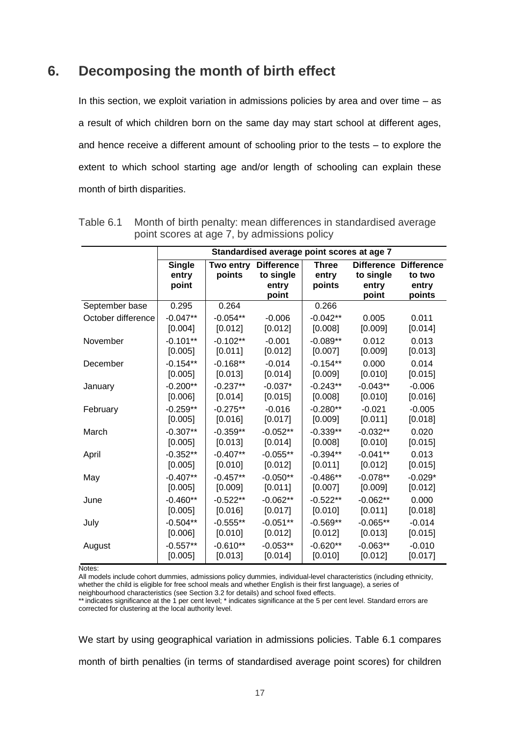## 6. Decomposing the month of birth effect

In this section, we exploit variation in admissions policies by area and over time – as a result of which children born on the same day may start school at different ages, and hence receive a different amount of schooling prior to the tests – to explore the extent to which school starting age and/or length of schooling can explain these month of birth disparities.

Table 6.1 Month of birth penalty: mean differences in standardised average point scores at age 7, by admissions policy

| | Standardised average point scores at age 7 | | | | | |
|---|---|---|---|---|---|---|
| | **Single entry point** | **Two entry points** | **Difference to single entry point** | **Three entry points** | **Difference to single entry point** | **Difference to two entry points** |
| September base | 0.295 | 0.264 | | 0.266 | | |
| October difference | -0.047** | -0.054** | -0.006 | -0.042** | 0.005 | 0.011 |
| | [0.004] | [0.012] | [0.012] | [0.008] | [0.009] | [0.014] |
| November | -0.101** | -0.102** | -0.001 | -0.089** | 0.012 | 0.013 |
| | [0.005] | [0.011] | [0.012] | [0.007] | [0.009] | [0.013] |
| December | -0.154** | -0.168** | -0.014 | -0.154** | 0.000 | 0.014 |
| | [0.005] | [0.013] | [0.014] | [0.009] | [0.010] | [0.015] |
| January | -0.200** | -0.237** | -0.037* | -0.243** | -0.043** | -0.006 |
| | [0.006] | [0.014] | [0.015] | [0.008] | [0.010] | [0.016] |
| February | -0.259** | -0.275** | -0.016 | -0.280** | -0.021 | -0.005 |
| | [0.005] | [0.016] | [0.017] | [0.009] | [0.011] | [0.018] |
| March | -0.307** | -0.359** | -0.052** | -0.339** | -0.032** | 0.020 |
| | [0.005] | [0.013] | [0.014] | [0.008] | [0.010] | [0.015] |
| April | -0.352** | -0.407** | -0.055** | -0.394** | -0.041** | 0.013 |
| | [0.005] | [0.010] | [0.012] | [0.011] | [0.012] | [0.015] |
| May | -0.407** | -0.457** | -0.050** | -0.486** | -0.078** | -0.029* |
| | [0.005] | [0.009] | [0.011] | [0.007] | [0.009] | [0.012] |
| June | -0.460** | -0.522** | -0.062** | -0.522** | -0.062** | 0.000 |
| | [0.005] | [0.016] | [0.017] | [0.010] | [0.011] | [0.018] |
| July | -0.504** | -0.555** | -0.051** | -0.569** | -0.065** | -0.014 |
| | [0.006] | [0.010] | [0.012] | [0.012] | [0.013] | [0.015] |
| August | -0.557** | -0.610** | -0.053** | -0.620** | -0.063** | -0.010 |
| | [0.005] | [0.013] | [0.014] | [0.010] | [0.012] | [0.017] |

Notes:
All models include cohort dummies, admissions policy dummies, individual-level characteristics (including ethnicity, whether the child is eligible for free school meals and whether English is their first language), a series of neighbourhood characteristics (see Section 3.2 for details) and school fixed effects.
** indicates significance at the 1 per cent level; * indicates significance at the 5 per cent level. Standard errors are corrected for clustering at the local authority level.

We start by using geographical variation in admissions policies. Table 6.1 compares month of birth penalties (in terms of standardised average point scores) for children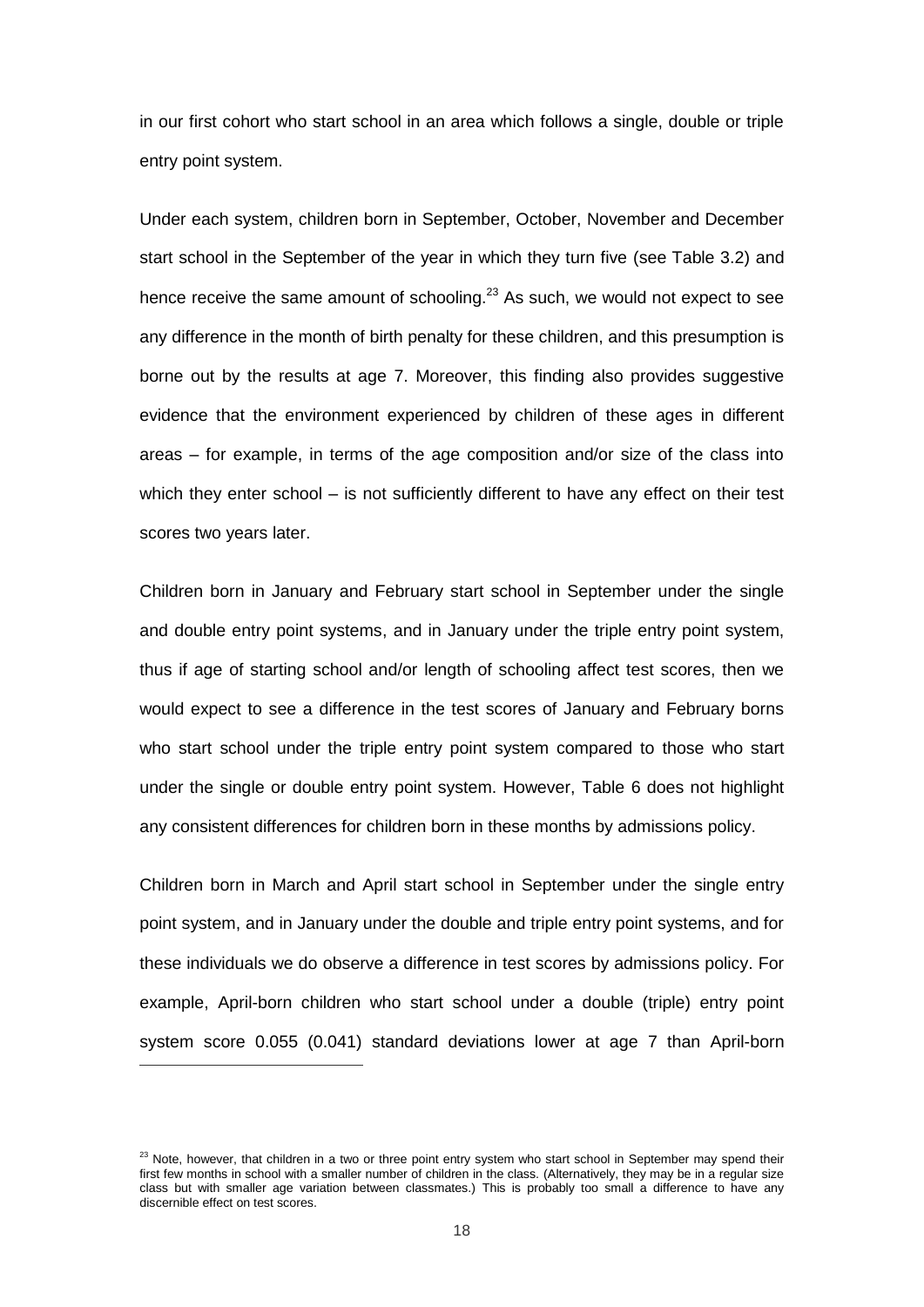in our first cohort who start school in an area which follows a single, double or triple entry point system.

Under each system, children born in September, October, November and December start school in the September of the year in which they turn five (see Table 3.2) and hence receive the same amount of schooling.[23] As such, we would not expect to see any difference in the month of birth penalty for these children, and this presumption is borne out by the results at age 7. Moreover, this finding also provides suggestive evidence that the environment experienced by children of these ages in different areas – for example, in terms of the age composition and/or size of the class into which they enter school – is not sufficiently different to have any effect on their test scores two years later.

Children born in January and February start school in September under the single and double entry point systems, and in January under the triple entry point system, thus if age of starting school and/or length of schooling affect test scores, then we would expect to see a difference in the test scores of January and February borns who start school under the triple entry point system compared to those who start under the single or double entry point system. However, Table 6 does not highlight any consistent differences for children born in these months by admissions policy.

Children born in March and April start school in September under the single entry point system, and in January under the double and triple entry point systems, and for these individuals we do observe a difference in test scores by admissions policy. For example, April-born children who start school under a double (triple) entry point system score 0.055 (0.041) standard deviations lower at age 7 than April-born

[23] Note, however, that children in a two or three point entry system who start school in September may spend their first few months in school with a smaller number of children in the class. (Alternatively, they may be in a regular size class but with smaller age variation between classmates.) This is probably too small a difference to have any discernible effect on test scores.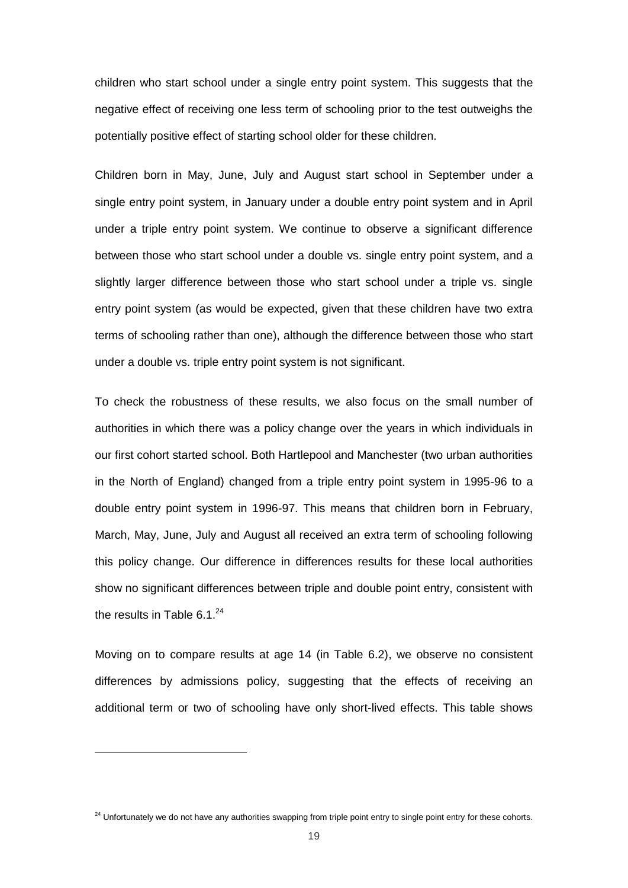children who start school under a single entry point system. This suggests that the negative effect of receiving one less term of schooling prior to the test outweighs the potentially positive effect of starting school older for these children.

Children born in May, June, July and August start school in September under a single entry point system, in January under a double entry point system and in April under a triple entry point system. We continue to observe a significant difference between those who start school under a double vs. single entry point system, and a slightly larger difference between those who start school under a triple vs. single entry point system (as would be expected, given that these children have two extra terms of schooling rather than one), although the difference between those who start under a double vs. triple entry point system is not significant.

To check the robustness of these results, we also focus on the small number of authorities in which there was a policy change over the years in which individuals in our first cohort started school. Both Hartlepool and Manchester (two urban authorities in the North of England) changed from a triple entry point system in 1995-96 to a double entry point system in 1996-97. This means that children born in February, March, May, June, July and August all received an extra term of schooling following this policy change. Our difference in differences results for these local authorities show no significant differences between triple and double point entry, consistent with the results in Table 6.1.[24]

Moving on to compare results at age 14 (in Table 6.2), we observe no consistent differences by admissions policy, suggesting that the effects of receiving an additional term or two of schooling have only short-lived effects. This table shows

[24] Unfortunately we do not have any authorities swapping from triple point entry to single point entry for these cohorts.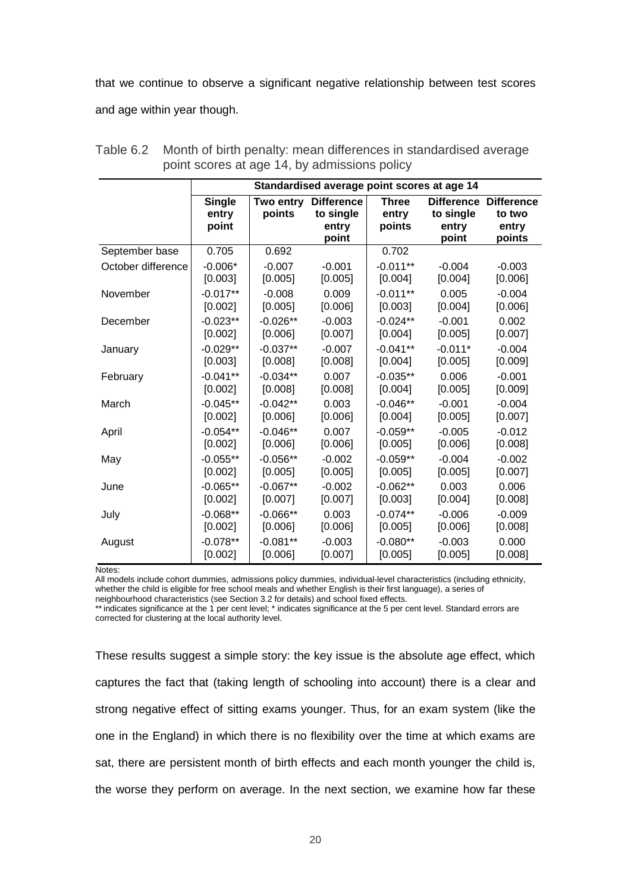that we continue to observe a significant negative relationship between test scores and age within year though.

Table 6.2 Month of birth penalty: mean differences in standardised average point scores at age 14, by admissions policy

| | Standardised average point scores at age 14 | | | | | |
|---|---|---|---|---|---|---|
| | **Single entry point** | **Two entry points** | **Difference to single entry point** | **Three entry points** | **Difference to single entry point** | **Difference to two entry points** |
| September base | 0.705 | 0.692 | | 0.702 | | |
| October difference | -0.006* | -0.007 | -0.001 | -0.011** | -0.004 | -0.003 |
| | [0.003] | [0.005] | [0.005] | [0.004] | [0.004] | [0.006] |
| November | -0.017** | -0.008 | 0.009 | -0.011** | 0.005 | -0.004 |
| | [0.002] | [0.005] | [0.006] | [0.003] | [0.004] | [0.006] |
| December | -0.023** | -0.026** | -0.003 | -0.024** | -0.001 | 0.002 |
| | [0.002] | [0.006] | [0.007] | [0.004] | [0.005] | [0.007] |
| January | -0.029** | -0.037** | -0.007 | -0.041** | -0.011* | -0.004 |
| | [0.003] | [0.008] | [0.008] | [0.004] | [0.005] | [0.009] |
| February | -0.041** | -0.034** | 0.007 | -0.035** | 0.006 | -0.001 |
| | [0.002] | [0.008] | [0.008] | [0.004] | [0.005] | [0.009] |
| March | -0.045** | -0.042** | 0.003 | -0.046** | -0.001 | -0.004 |
| | [0.002] | [0.006] | [0.006] | [0.004] | [0.005] | [0.007] |
| April | -0.054** | -0.046** | 0.007 | -0.059** | -0.005 | -0.012 |
| | [0.002] | [0.006] | [0.006] | [0.005] | [0.006] | [0.008] |
| May | -0.055** | -0.056** | -0.002 | -0.059** | -0.004 | -0.002 |
| | [0.002] | [0.005] | [0.005] | [0.005] | [0.005] | [0.007] |
| June | -0.065** | -0.067** | -0.002 | -0.062** | 0.003 | 0.006 |
| | [0.002] | [0.007] | [0.007] | [0.003] | [0.004] | [0.008] |
| July | -0.068** | -0.066** | 0.003 | -0.074** | -0.006 | -0.009 |
| | [0.002] | [0.006] | [0.006] | [0.005] | [0.006] | [0.008] |
| August | -0.078** | -0.081** | -0.003 | -0.080** | -0.003 | 0.000 |
| | [0.002] | [0.006] | [0.007] | [0.005] | [0.005] | [0.008] |

Notes:
All models include cohort dummies, admissions policy dummies, individual-level characteristics (including ethnicity, whether the child is eligible for free school meals and whether English is their first language), a series of neighbourhood characteristics (see Section 3.2 for details) and school fixed effects.
** indicates significance at the 1 per cent level; * indicates significance at the 5 per cent level. Standard errors are corrected for clustering at the local authority level.

These results suggest a simple story: the key issue is the absolute age effect, which captures the fact that (taking length of schooling into account) there is a clear and strong negative effect of sitting exams younger. Thus, for an exam system (like the one in the England) in which there is no flexibility over the time at which exams are sat, there are persistent month of birth effects and each month younger the child is, the worse they perform on average. In the next section, we examine how far these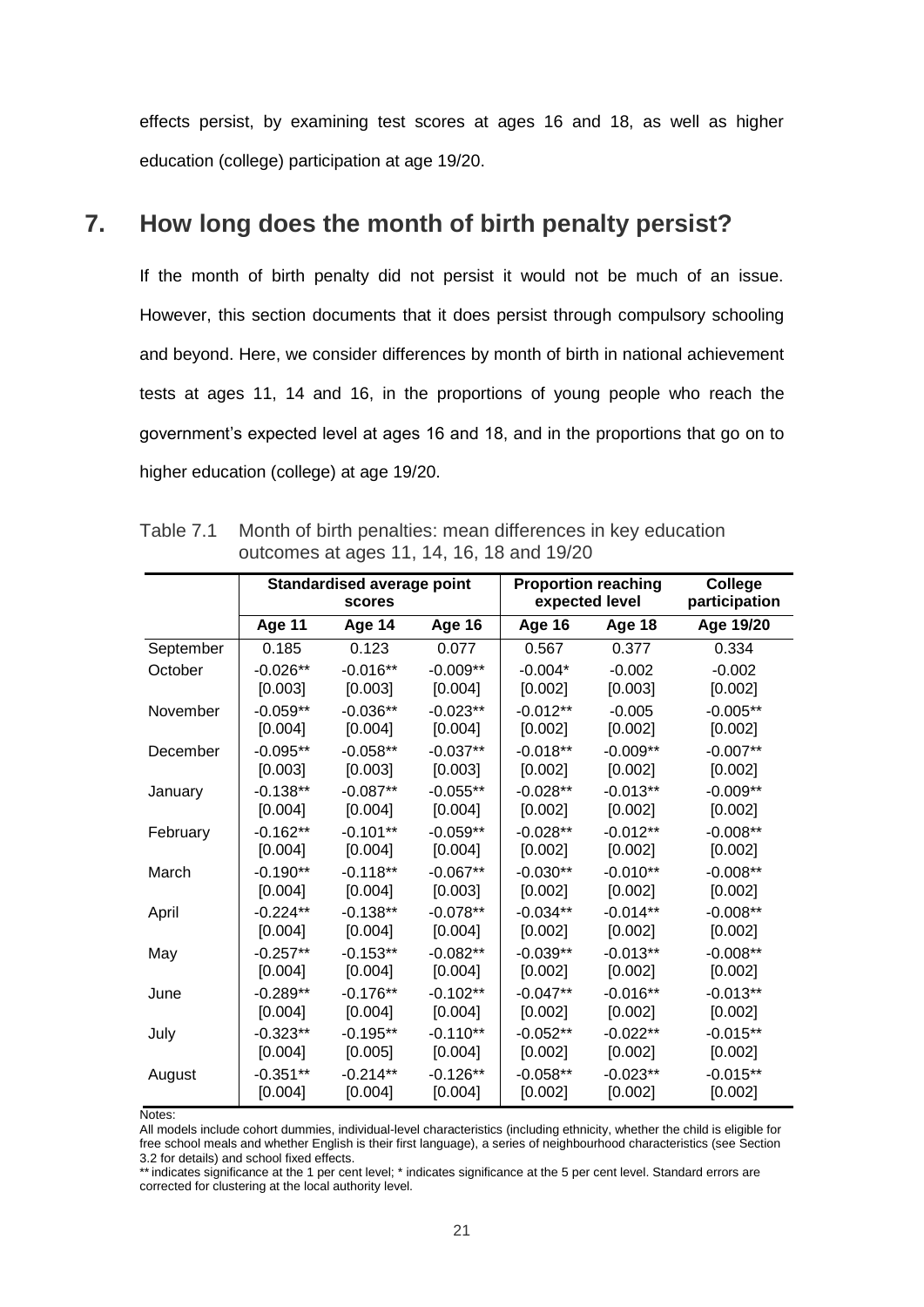effects persist, by examining test scores at ages 16 and 18, as well as higher education (college) participation at age 19/20.

## 7. How long does the month of birth penalty persist?

If the month of birth penalty did not persist it would not be much of an issue. However, this section documents that it does persist through compulsory schooling and beyond. Here, we consider differences by month of birth in national achievement tests at ages 11, 14 and 16, in the proportions of young people who reach the government's expected level at ages 16 and 18, and in the proportions that go on to higher education (college) at age 19/20.

Table 7.1 Month of birth penalties: mean differences in key education outcomes at ages 11, 14, 16, 18 and 19/20

| | Standardised average point scores | | | Proportion reaching expected level | | College participation |
|---|---|---|---|---|---|---|
| | Age 11 | Age 14 | Age 16 | Age 16 | Age 18 | Age 19/20 |
| September | 0.185 | 0.123 | 0.077 | 0.567 | 0.377 | 0.334 |
| October | -0.026** | -0.016** | -0.009** | -0.004* | -0.002 | -0.002 |
| | [0.003] | [0.003] | [0.004] | [0.002] | [0.003] | [0.002] |
| November | -0.059** | -0.036** | -0.023** | -0.012** | -0.005 | -0.005** |
| | [0.004] | [0.004] | [0.004] | [0.002] | [0.002] | [0.002] |
| December | -0.095** | -0.058** | -0.037** | -0.018** | -0.009** | -0.007** |
| | [0.003] | [0.003] | [0.003] | [0.002] | [0.002] | [0.002] |
| January | -0.138** | -0.087** | -0.055** | -0.028** | -0.013** | -0.009** |
| | [0.004] | [0.004] | [0.004] | [0.002] | [0.002] | [0.002] |
| February | -0.162** | -0.101** | -0.059** | -0.028** | -0.012** | -0.008** |
| | [0.004] | [0.004] | [0.004] | [0.002] | [0.002] | [0.002] |
| March | -0.190** | -0.118** | -0.067** | -0.030** | -0.010** | -0.008** |
| | [0.004] | [0.004] | [0.003] | [0.002] | [0.002] | [0.002] |
| April | -0.224** | -0.138** | -0.078** | -0.034** | -0.014** | -0.008** |
| | [0.004] | [0.004] | [0.004] | [0.002] | [0.002] | [0.002] |
| May | -0.257** | -0.153** | -0.082** | -0.039** | -0.013** | -0.008** |
| | [0.004] | [0.004] | [0.004] | [0.002] | [0.002] | [0.002] |
| June | -0.289** | -0.176** | -0.102** | -0.047** | -0.016** | -0.013** |
| | [0.004] | [0.004] | [0.004] | [0.002] | [0.002] | [0.002] |
| July | -0.323** | -0.195** | -0.110** | -0.052** | -0.022** | -0.015** |
| | [0.004] | [0.005] | [0.004] | [0.002] | [0.002] | [0.002] |
| August | -0.351** | -0.214** | -0.126** | -0.058** | -0.023** | -0.015** |
| | [0.004] | [0.004] | [0.004] | [0.002] | [0.002] | [0.002] |

Notes:
All models include cohort dummies, individual-level characteristics (including ethnicity, whether the child is eligible for free school meals and whether English is their first language), a series of neighbourhood characteristics (see Section 3.2 for details) and school fixed effects.
** indicates significance at the 1 per cent level; * indicates significance at the 5 per cent level. Standard errors are corrected for clustering at the local authority level.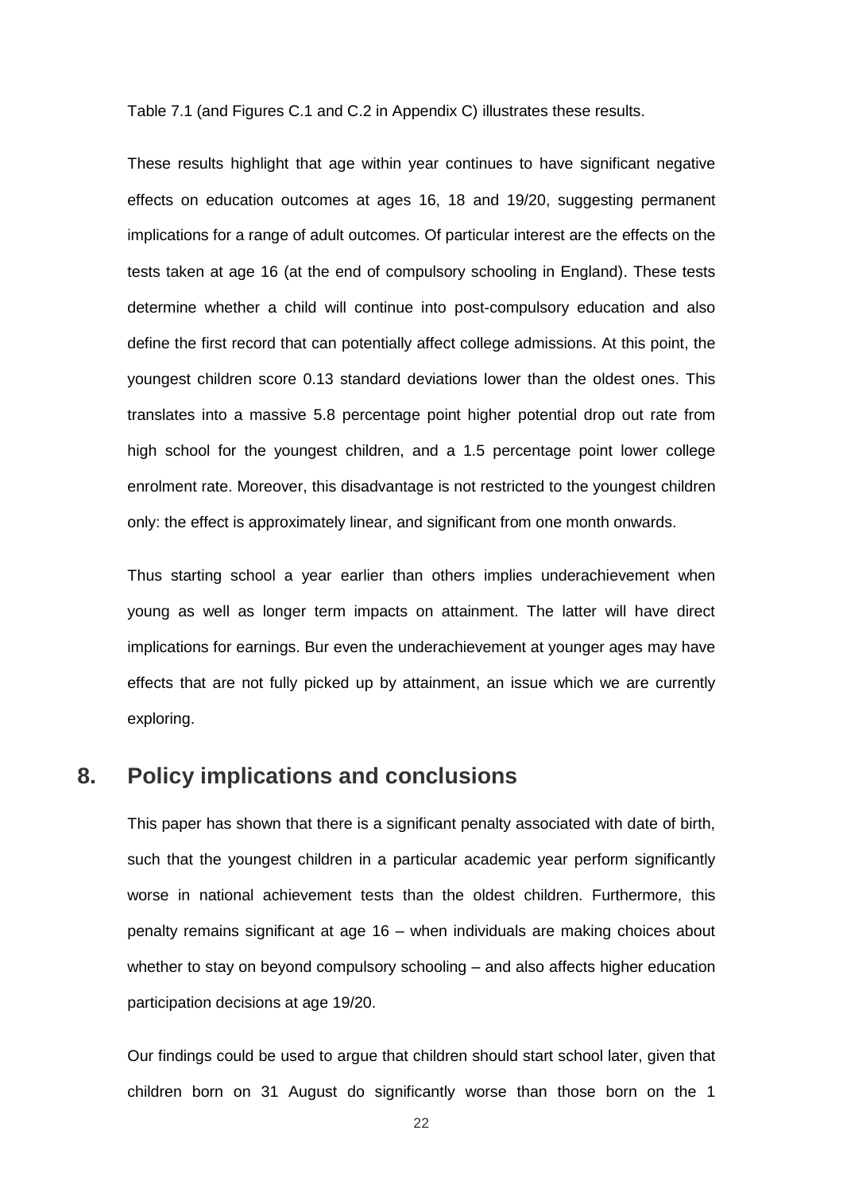Table 7.1 (and Figures C.1 and C.2 in Appendix C) illustrates these results.

These results highlight that age within year continues to have significant negative effects on education outcomes at ages 16, 18 and 19/20, suggesting permanent implications for a range of adult outcomes. Of particular interest are the effects on the tests taken at age 16 (at the end of compulsory schooling in England). These tests determine whether a child will continue into post-compulsory education and also define the first record that can potentially affect college admissions. At this point, the youngest children score 0.13 standard deviations lower than the oldest ones. This translates into a massive 5.8 percentage point higher potential drop out rate from high school for the youngest children, and a 1.5 percentage point lower college enrolment rate. Moreover, this disadvantage is not restricted to the youngest children only: the effect is approximately linear, and significant from one month onwards.

Thus starting school a year earlier than others implies underachievement when young as well as longer term impacts on attainment. The latter will have direct implications for earnings. Bur even the underachievement at younger ages may have effects that are not fully picked up by attainment, an issue which we are currently exploring.

## 8. Policy implications and conclusions

This paper has shown that there is a significant penalty associated with date of birth, such that the youngest children in a particular academic year perform significantly worse in national achievement tests than the oldest children. Furthermore, this penalty remains significant at age 16 – when individuals are making choices about whether to stay on beyond compulsory schooling – and also affects higher education participation decisions at age 19/20.

Our findings could be used to argue that children should start school later, given that children born on 31 August do significantly worse than those born on the 1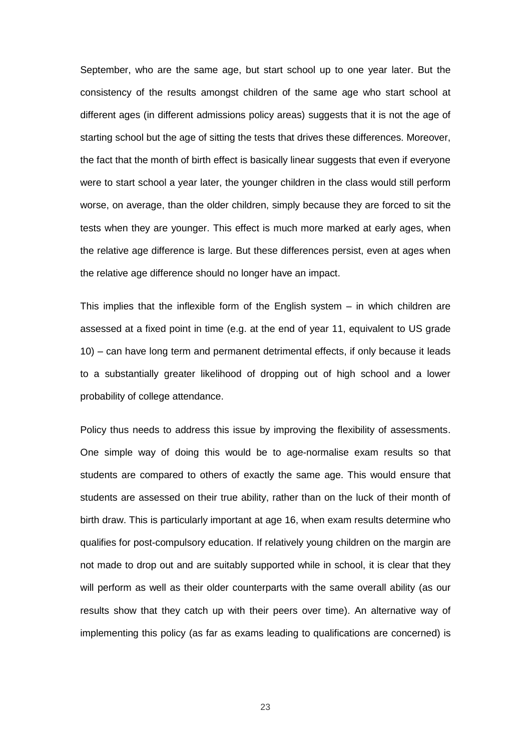September, who are the same age, but start school up to one year later. But the consistency of the results amongst children of the same age who start school at different ages (in different admissions policy areas) suggests that it is not the age of starting school but the age of sitting the tests that drives these differences. Moreover, the fact that the month of birth effect is basically linear suggests that even if everyone were to start school a year later, the younger children in the class would still perform worse, on average, than the older children, simply because they are forced to sit the tests when they are younger. This effect is much more marked at early ages, when the relative age difference is large. But these differences persist, even at ages when the relative age difference should no longer have an impact.

This implies that the inflexible form of the English system – in which children are assessed at a fixed point in time (e.g. at the end of year 11, equivalent to US grade 10) – can have long term and permanent detrimental effects, if only because it leads to a substantially greater likelihood of dropping out of high school and a lower probability of college attendance.

Policy thus needs to address this issue by improving the flexibility of assessments. One simple way of doing this would be to age-normalise exam results so that students are compared to others of exactly the same age. This would ensure that students are assessed on their true ability, rather than on the luck of their month of birth draw. This is particularly important at age 16, when exam results determine who qualifies for post-compulsory education. If relatively young children on the margin are not made to drop out and are suitably supported while in school, it is clear that they will perform as well as their older counterparts with the same overall ability (as our results show that they catch up with their peers over time). An alternative way of implementing this policy (as far as exams leading to qualifications are concerned) is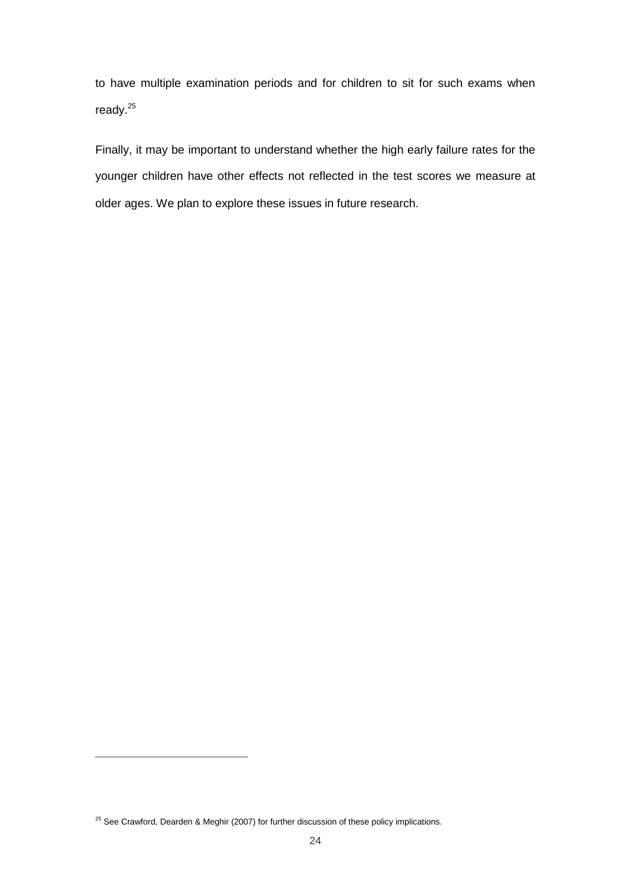to have multiple examination periods and for children to sit for such exams when ready.[25]

Finally, it may be important to understand whether the high early failure rates for the younger children have other effects not reflected in the test scores we measure at older ages. We plan to explore these issues in future research.

[25] See Crawford, Dearden & Meghir (2007) for further discussion of these policy implications.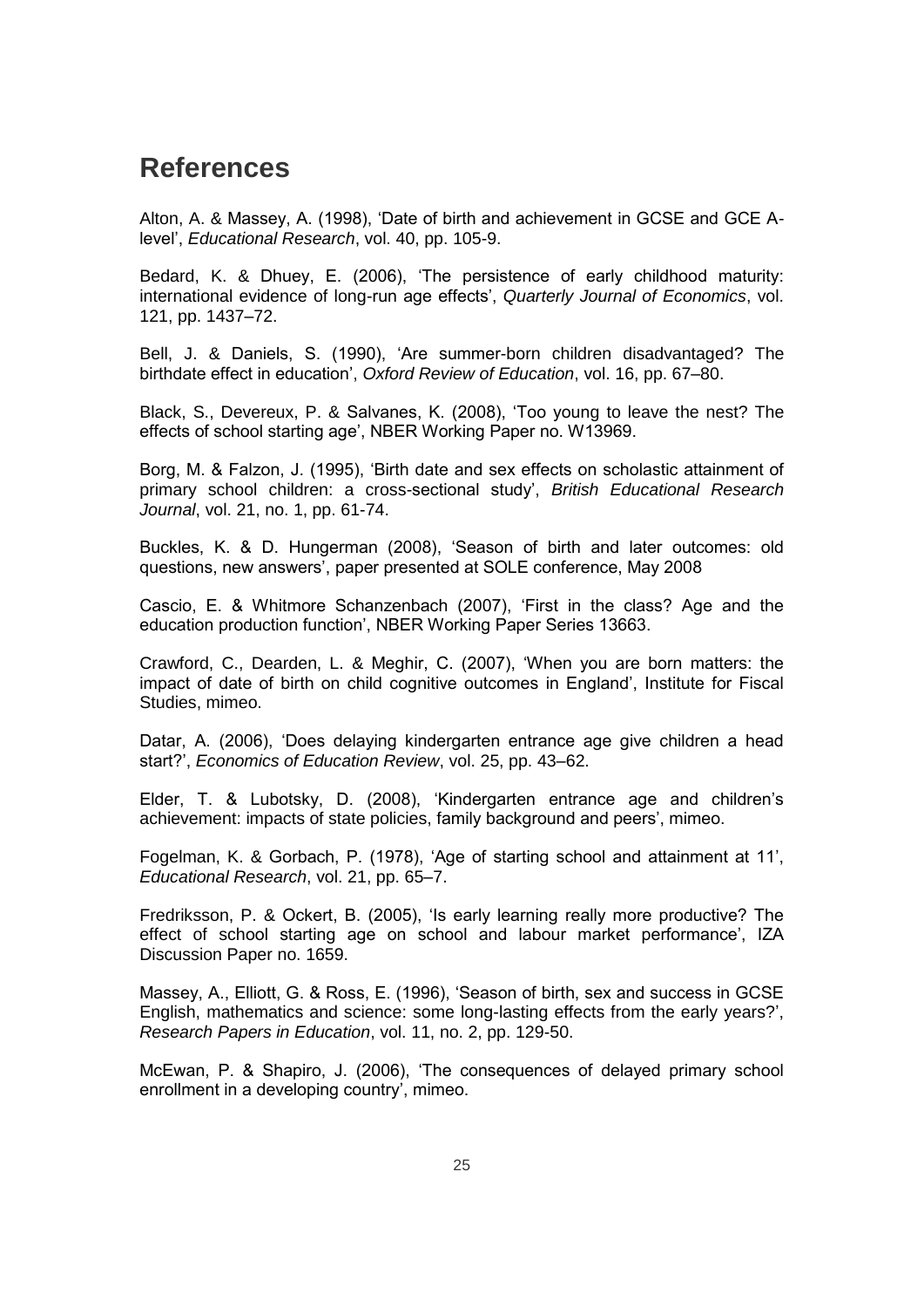# References

Alton, A. & Massey, A. (1998), 'Date of birth and achievement in GCSE and GCE A-level', *Educational Research*, vol. 40, pp. 105-9.

Bedard, K. & Dhuey, E. (2006), 'The persistence of early childhood maturity: international evidence of long-run age effects', *Quarterly Journal of Economics*, vol. 121, pp. 1437–72.

Bell, J. & Daniels, S. (1990), 'Are summer-born children disadvantaged? The birthdate effect in education', *Oxford Review of Education*, vol. 16, pp. 67–80.

Black, S., Devereux, P. & Salvanes, K. (2008), 'Too young to leave the nest? The effects of school starting age', NBER Working Paper no. W13969.

Borg, M. & Falzon, J. (1995), 'Birth date and sex effects on scholastic attainment of primary school children: a cross-sectional study', *British Educational Research Journal*, vol. 21, no. 1, pp. 61-74.

Buckles, K. & D. Hungerman (2008), 'Season of birth and later outcomes: old questions, new answers', paper presented at SOLE conference, May 2008

Cascio, E. & Whitmore Schanzenbach (2007), 'First in the class? Age and the education production function', NBER Working Paper Series 13663.

Crawford, C., Dearden, L. & Meghir, C. (2007), 'When you are born matters: the impact of date of birth on child cognitive outcomes in England', Institute for Fiscal Studies, mimeo.

Datar, A. (2006), 'Does delaying kindergarten entrance age give children a head start?', *Economics of Education Review*, vol. 25, pp. 43–62.

Elder, T. & Lubotsky, D. (2008), 'Kindergarten entrance age and children's achievement: impacts of state policies, family background and peers', mimeo.

Fogelman, K. & Gorbach, P. (1978), 'Age of starting school and attainment at 11', *Educational Research*, vol. 21, pp. 65–7.

Fredriksson, P. & Ockert, B. (2005), 'Is early learning really more productive? The effect of school starting age on school and labour market performance', IZA Discussion Paper no. 1659.

Massey, A., Elliott, G. & Ross, E. (1996), 'Season of birth, sex and success in GCSE English, mathematics and science: some long-lasting effects from the early years?', *Research Papers in Education*, vol. 11, no. 2, pp. 129-50.

McEwan, P. & Shapiro, J. (2006), 'The consequences of delayed primary school enrollment in a developing country', mimeo.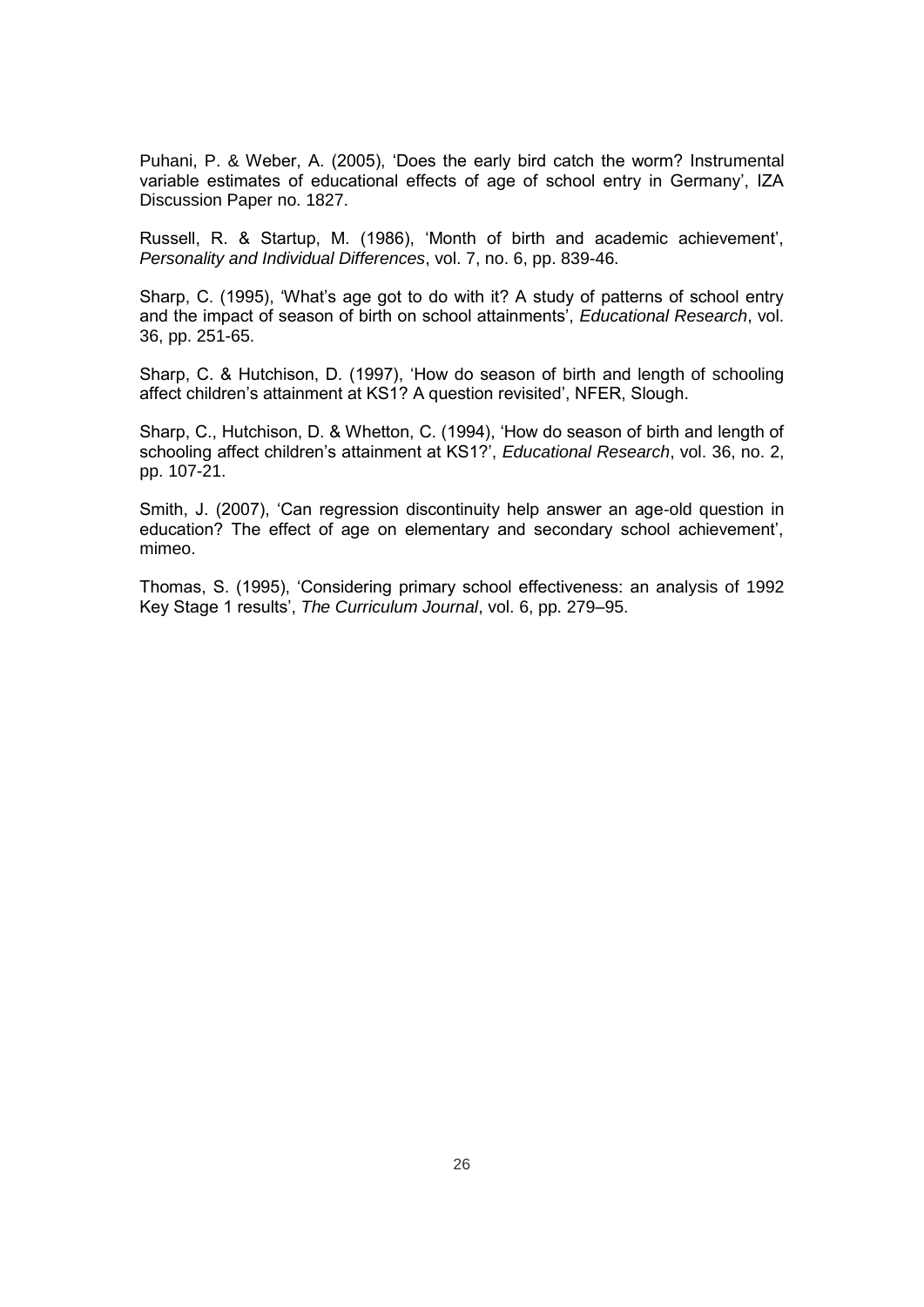Puhani, P. & Weber, A. (2005), 'Does the early bird catch the worm? Instrumental variable estimates of educational effects of age of school entry in Germany', IZA Discussion Paper no. 1827.

Russell, R. & Startup, M. (1986), 'Month of birth and academic achievement', *Personality and Individual Differences*, vol. 7, no. 6, pp. 839-46.

Sharp, C. (1995), 'What's age got to do with it? A study of patterns of school entry and the impact of season of birth on school attainments', *Educational Research*, vol. 36, pp. 251-65.

Sharp, C. & Hutchison, D. (1997), 'How do season of birth and length of schooling affect children's attainment at KS1? A question revisited', NFER, Slough.

Sharp, C., Hutchison, D. & Whetton, C. (1994), 'How do season of birth and length of schooling affect children's attainment at KS1?', *Educational Research*, vol. 36, no. 2, pp. 107-21.

Smith, J. (2007), 'Can regression discontinuity help answer an age-old question in education? The effect of age on elementary and secondary school achievement', mimeo.

Thomas, S. (1995), 'Considering primary school effectiveness: an analysis of 1992 Key Stage 1 results', *The Curriculum Journal*, vol. 6, pp. 279–95.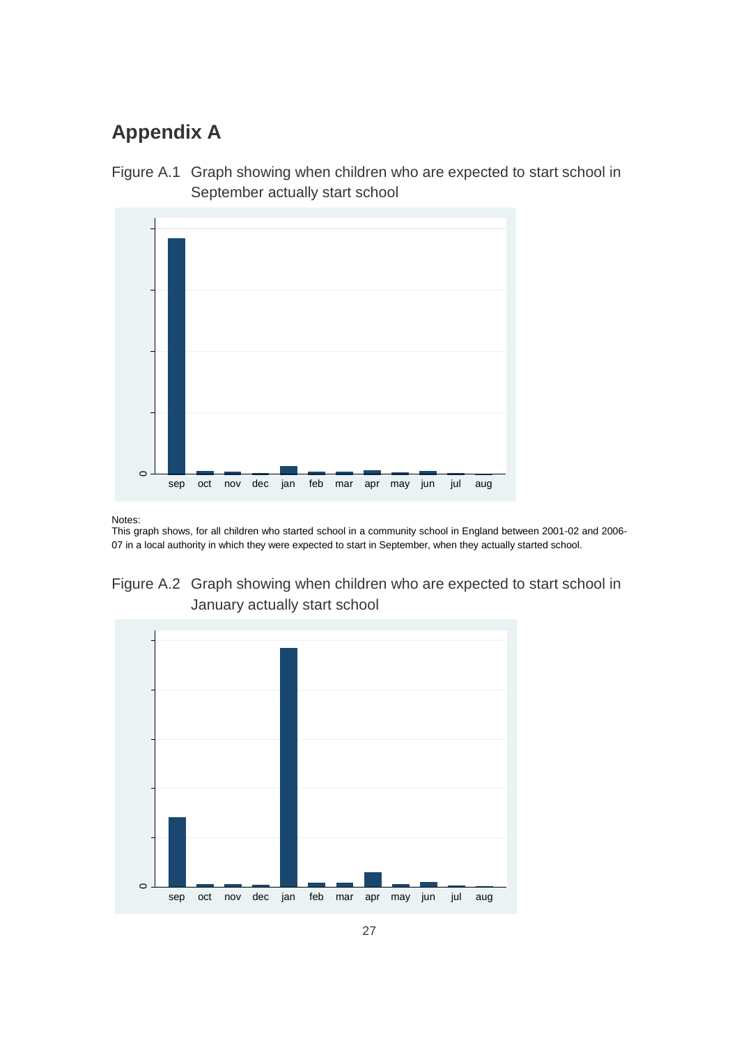# Appendix A

Figure A.1 Graph showing when children who are expected to start school in September actually start school

Notes:
This graph shows, for all children who started school in a community school in England between 2001-02 and 2006-07 in a local authority in which they were expected to start in September, when they actually started school.

Figure A.2 Graph showing when children who are expected to start school in January actually start school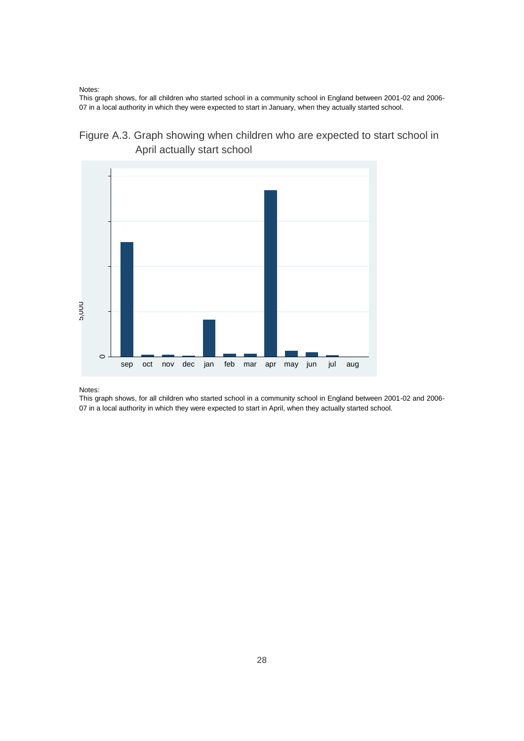Notes:

This graph shows, for all children who started school in a community school in England between 2001-02 and 2006-07 in a local authority in which they were expected to start in January, when they actually started school.

## Figure A.3. Graph showing when children who are expected to start school in April actually start school

Notes:

This graph shows, for all children who started school in a community school in England between 2001-02 and 2006-07 in a local authority in which they were expected to start in April, when they actually started school.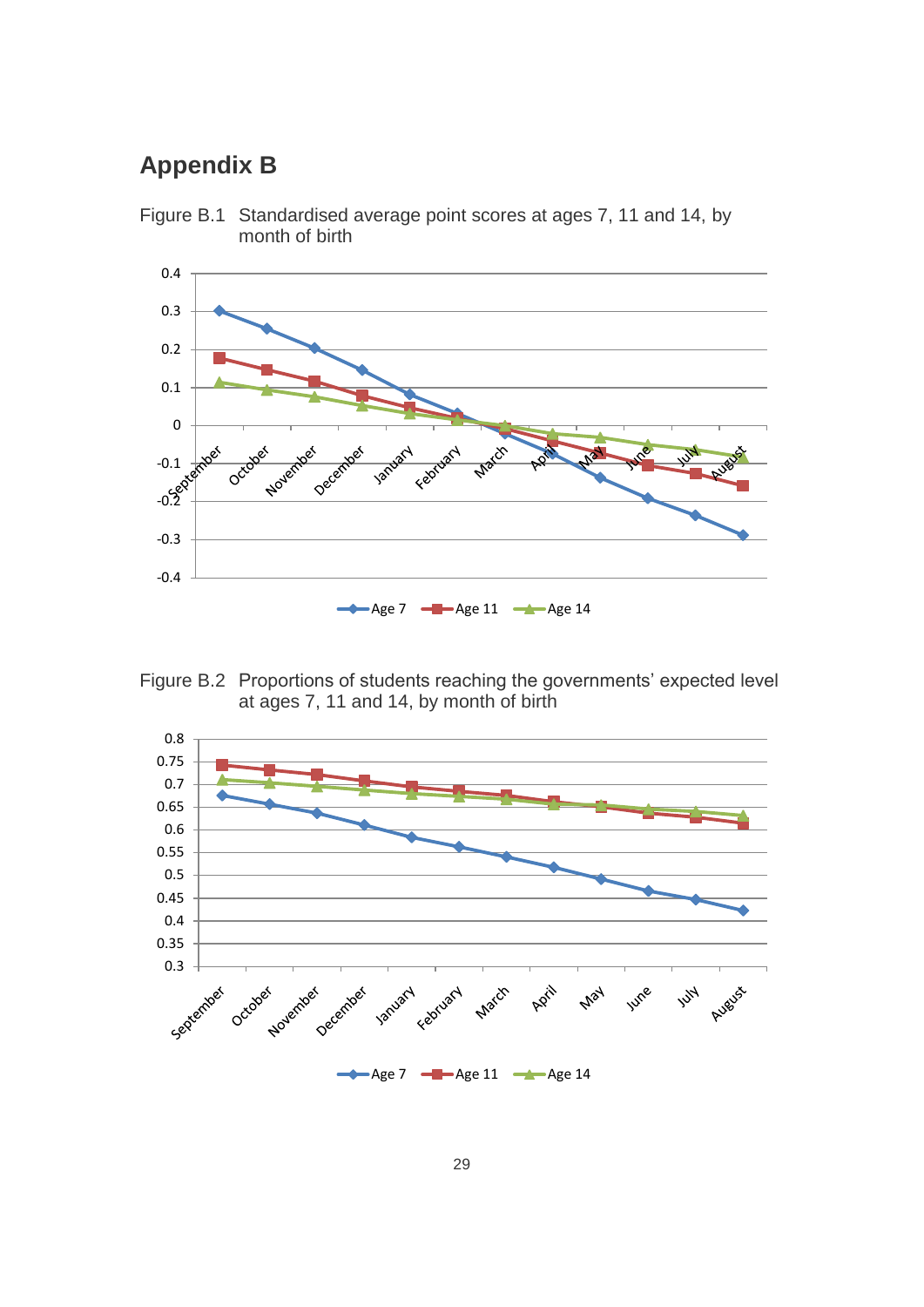# Appendix B

Figure B.1 Standardised average point scores at ages 7, 11 and 14, by month of birth

Figure B.2 Proportions of students reaching the governments' expected level at ages 7, 11 and 14, by month of birth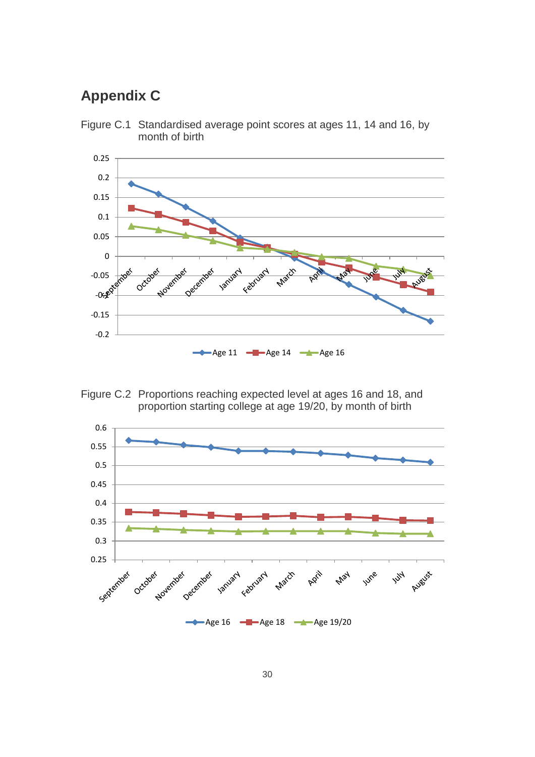# Appendix C

Figure C.1 Standardised average point scores at ages 11, 14 and 16, by month of birth

0.25
0.2
0.15
0.1
0.05
0
-0.05
-0.1
-0.15
-0.2

September
October
November
December
January
February
March
April
May
June
July
August

Age 11
Age 14
Age 16

Figure C.2 Proportions reaching expected level at ages 16 and 18, and proportion starting college at age 19/20, by month of birth

0.6
0.55
0.5
0.45
0.4
0.35
0.3
0.25

September
October
November
December
January
February
March
April
May
June
July
August

Age 16
Age 18
Age 19/20